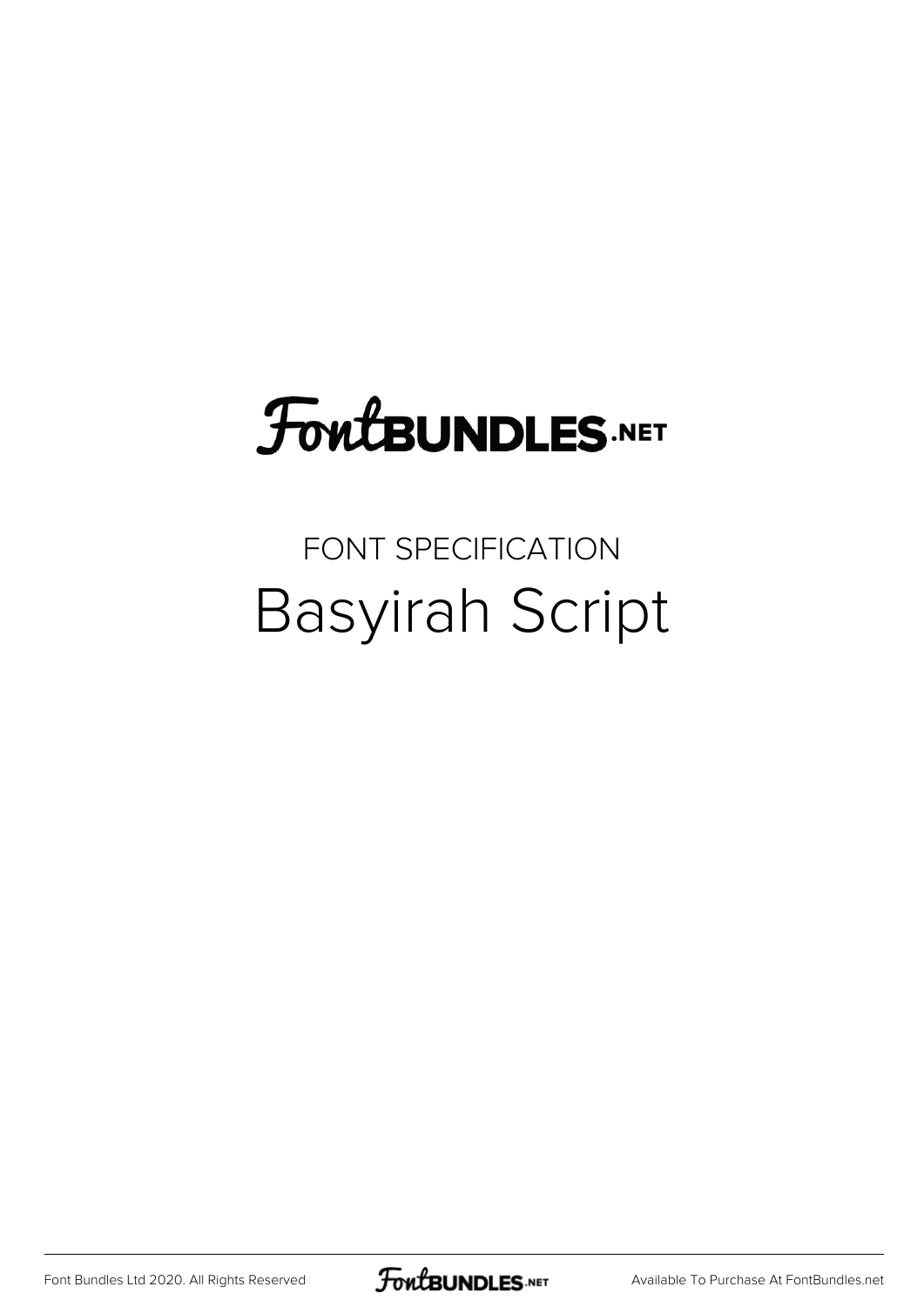FontBUNDLES.NET

FONT SPECIFICATION

# Basyirah Script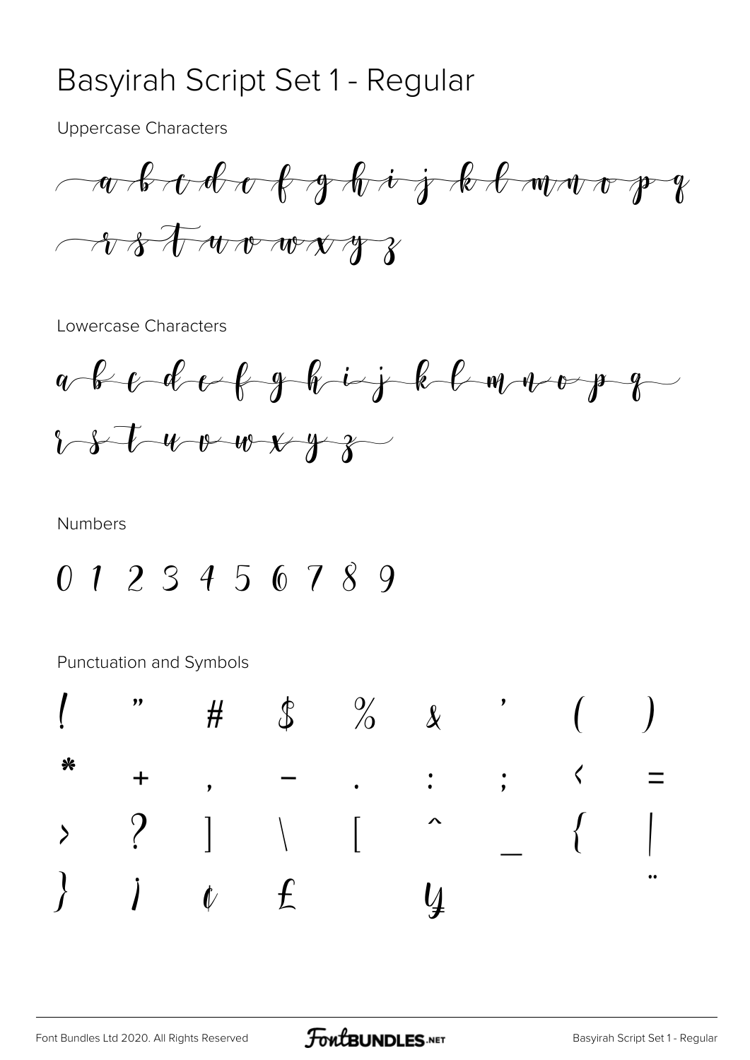# Basyirah Script Set 1 - Regular

Uppercase Characters

a b c d e f g h i j k l m n o p q

r s t u v w x y z

Lowercase Characters

a b c d e f g h i j k l m n o p q

r s t u v w x y z

Numbers

0 1 2 3 4 5 6 7 8 9

Punctuation and Symbols

! " # $ % & ' ( )

* + , - . : ; < =

> ? ] \ [ ^ _ { |

} ¡ ¢ £ ¥ ¨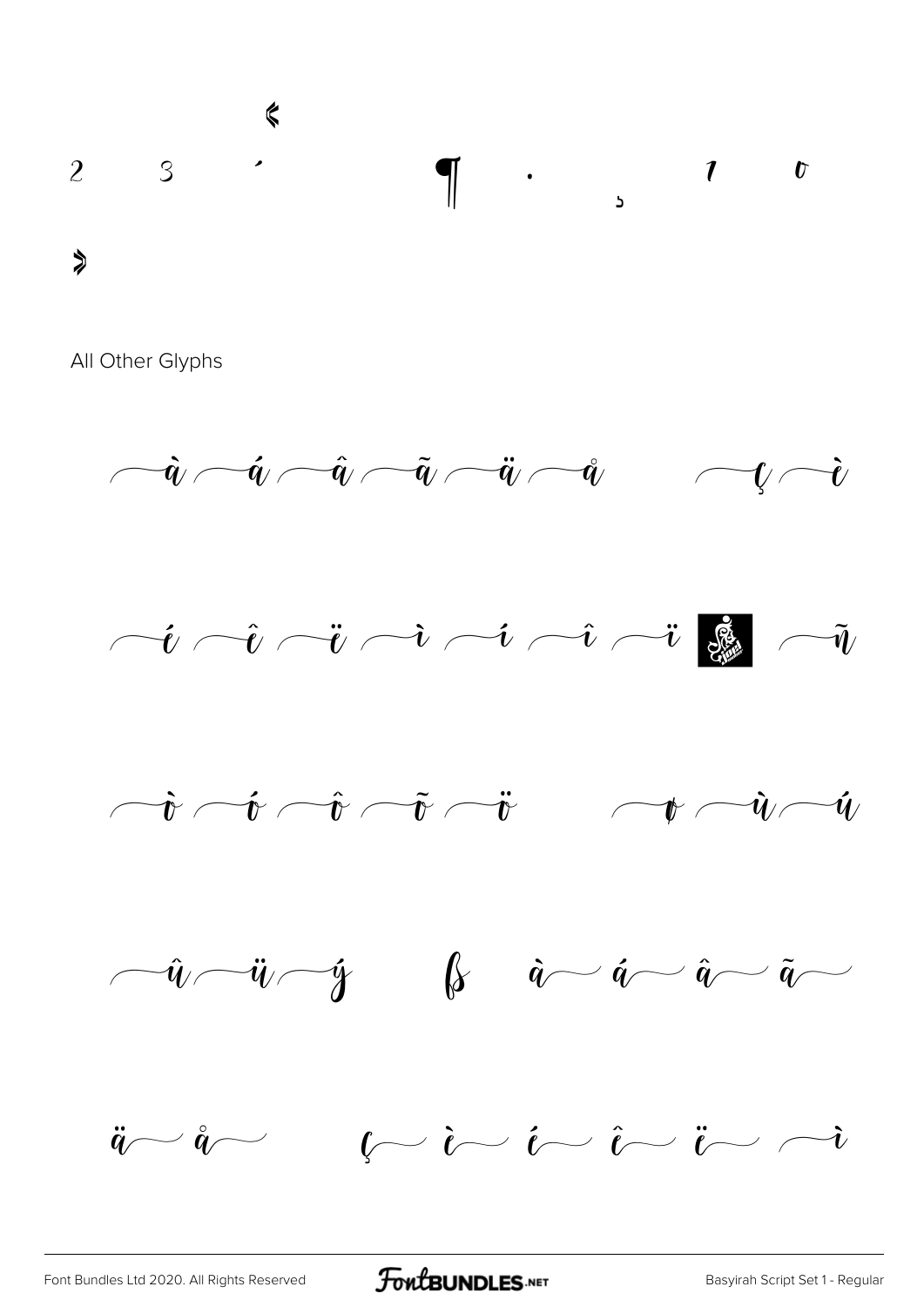«

2 3 ´ ¶ · ¸ ¹ º

»

All Other Glyphs

à á â ã ä å ç è

é ê ë ì í î ï ñ

ò ó ô õ ö ø ù ú

û ü ý ß à á â ã

ä å ç è é ê ë ì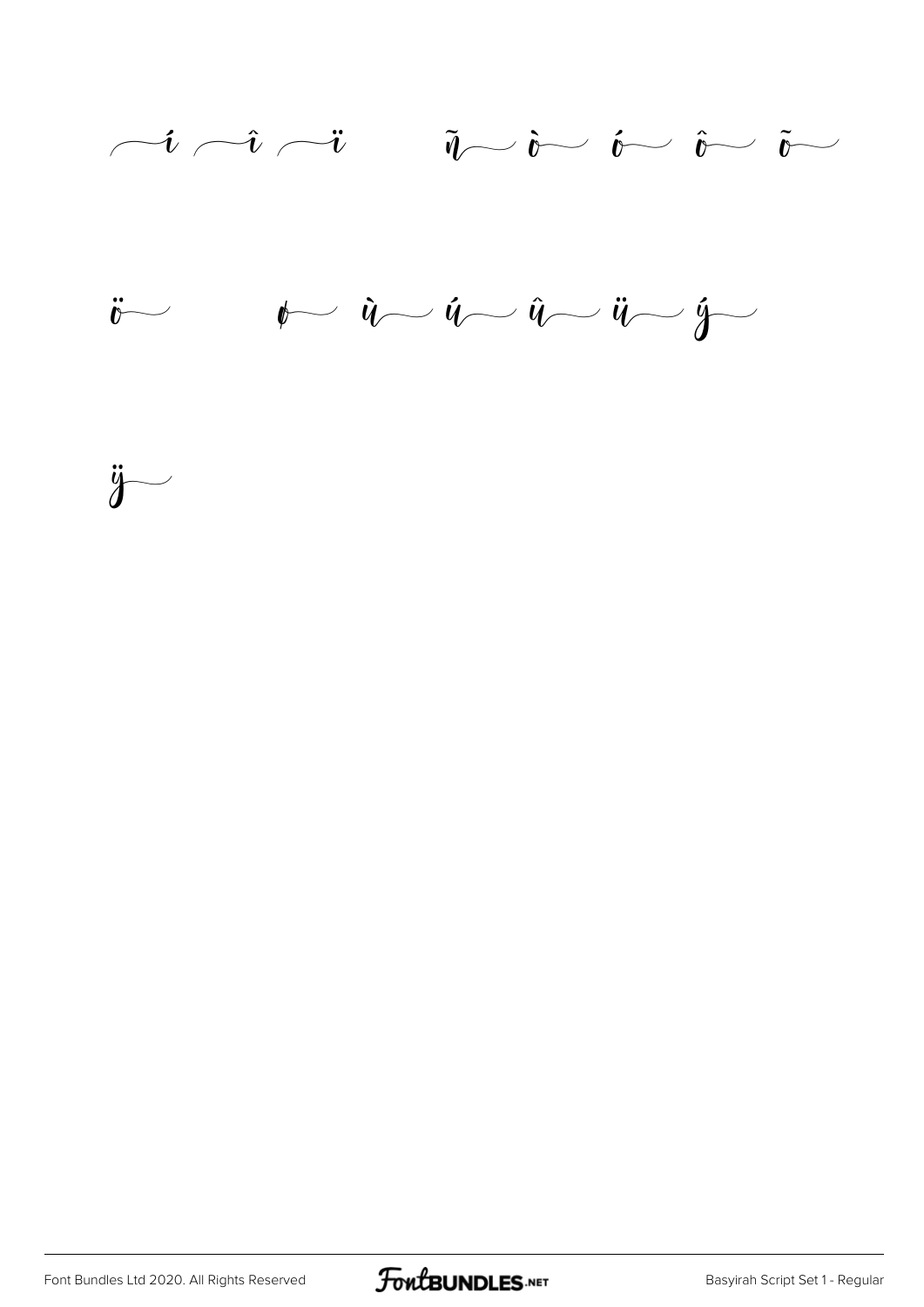í î ï ñ ò ó ô õ

ö ø ù ú û ü ý

ÿ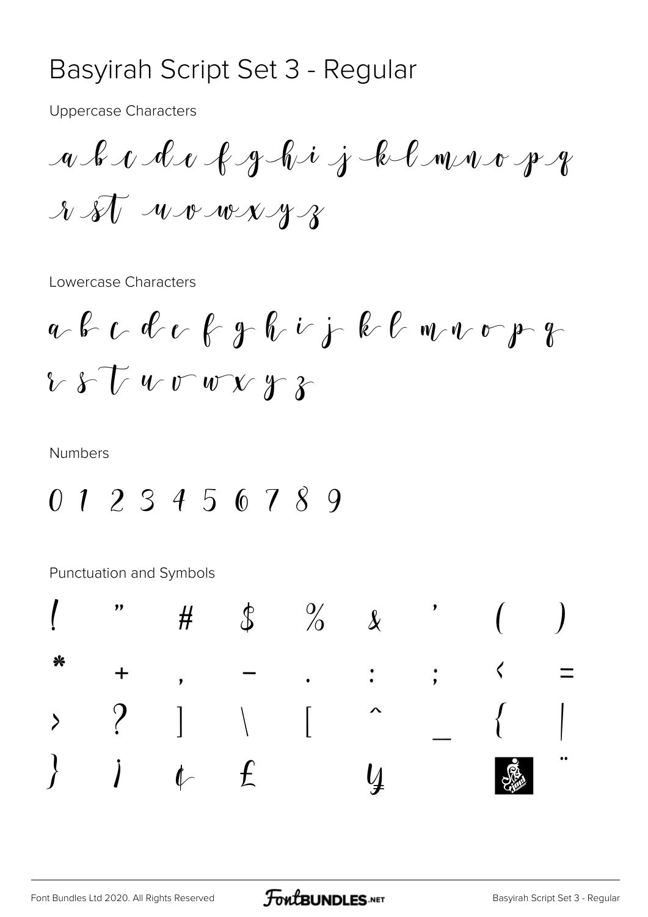# Basyirah Script Set 3 - Regular

Uppercase Characters

a b c d e f g h i j k l m n o p q r st u v w x y z

Lowercase Characters

a b c d e f g h i j k l m n o p q r s t u v w x y z

Numbers

0 1 2 3 4 5 6 7 8 9

Punctuation and Symbols

! " # $ % & ' ( )
* + , - . : ; < =
> ? ] \ [ ^ _ { |
} ¡ ¢ £ ¥ ¨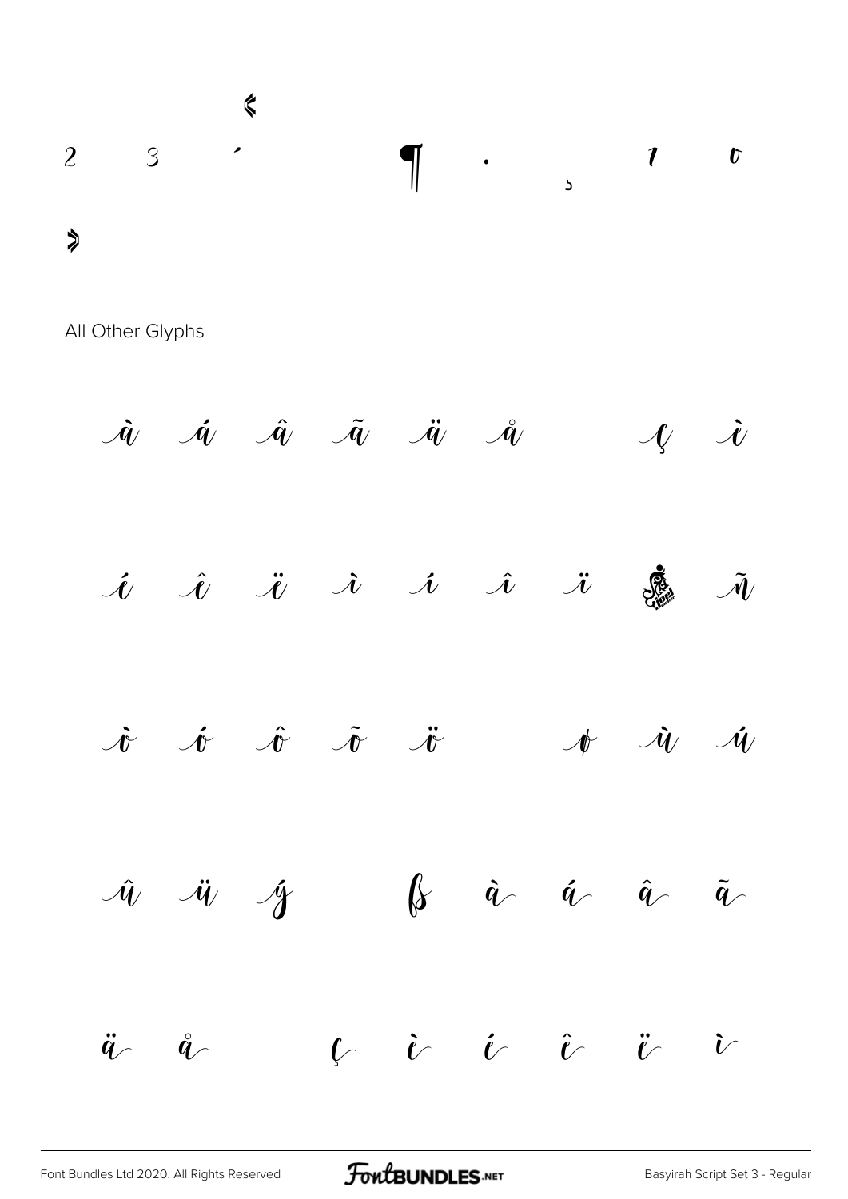«

2 3 ´ ¶ · ¸ ¹ º

»

All Other Glyphs

À Á Â Ã Ä Å Ç È

É Ê Ë Ì Í Î Ï Ð Ñ

Ò Ó Ô Õ Ö Ø Ù Ú

Û Ü Ý ß à á â ã

ä å ç è é ê ë ì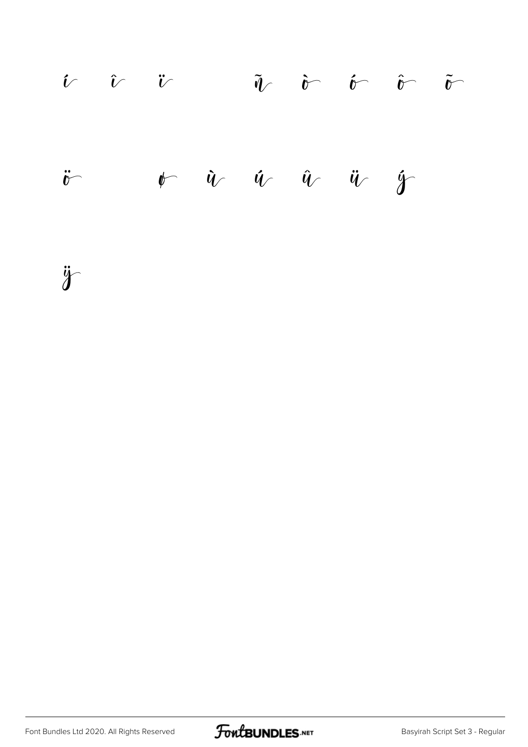í î ï ñ ò ó ô õ

ö ø ù ú û ü ý

ÿ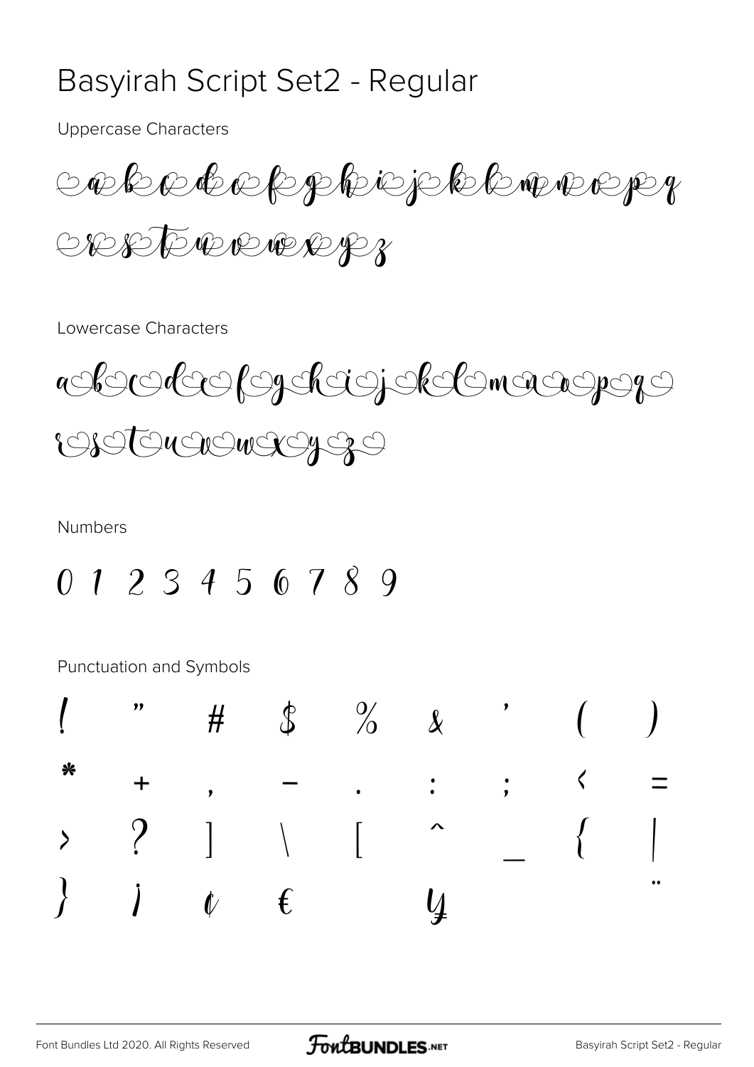# Basyirah Script Set2 - Regular

Uppercase Characters

A B C D E F G H I J K L M N O P Q R S T U V W X Y Z

Lowercase Characters

a b c d e f g h i j k l m n o p q r s t u v w x y z

Numbers

0 1 2 3 4 5 6 7 8 9

Punctuation and Symbols

! " # $ % & ' ( )
* + , - . : ; < =
> ? ] \ [ ^ _ { |
} ¡ ¢ € ¥ ¨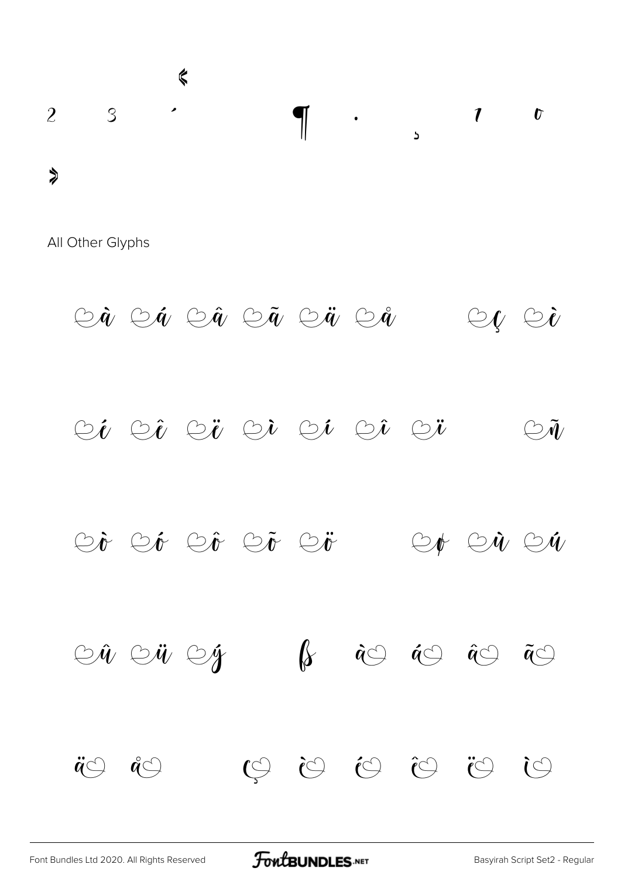«

2 3 ´ ¶ · ¸ ¹ º

»

All Other Glyphs

à á â ã ä å ç è

é ê ë ì í î ï ñ

ò ó ô õ ö ø ù ú

û ü ý ß à á â ã

ä å ç è é ê ë ì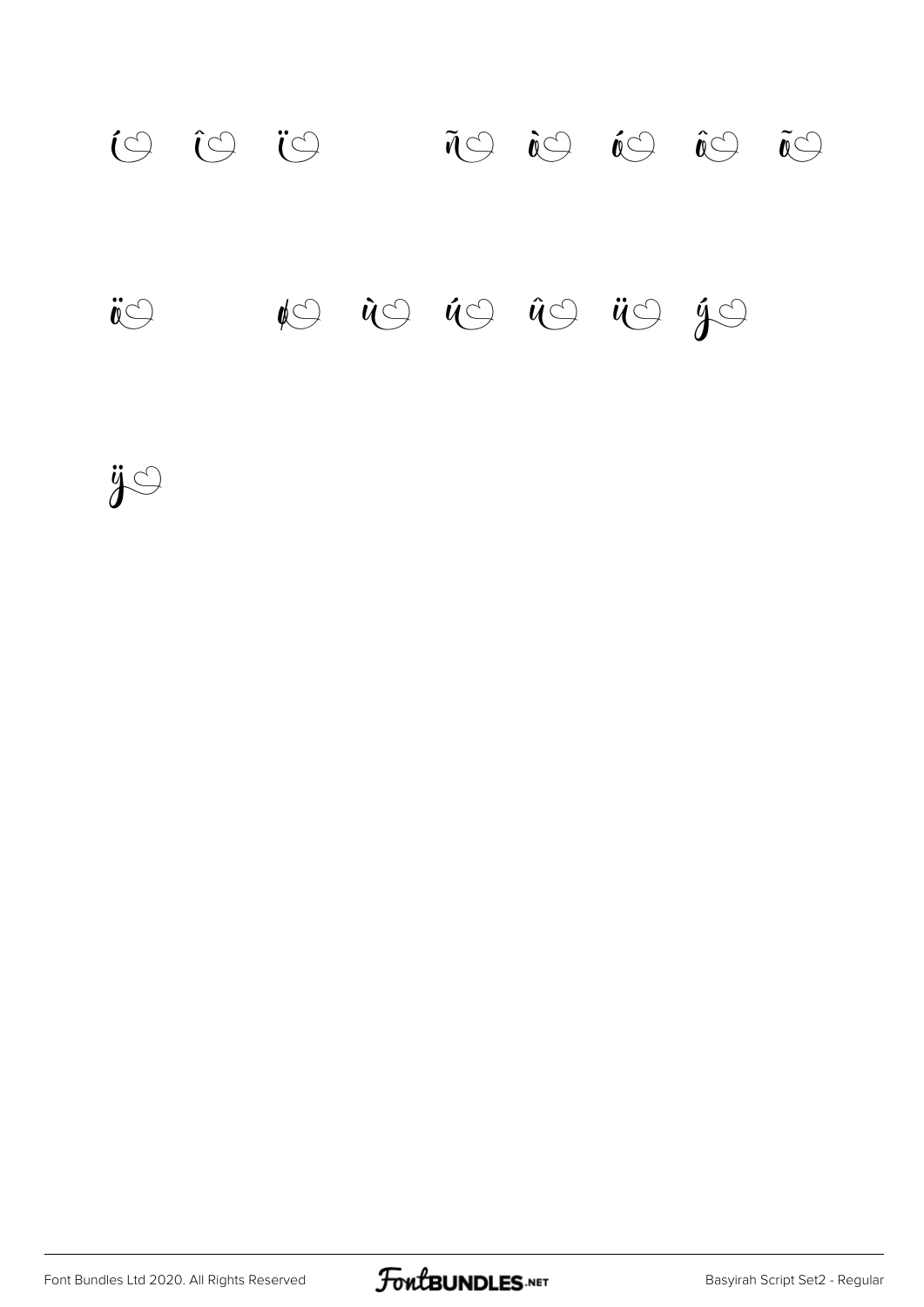í î ï ñ ò ó ô õ

ö ø ù ú û ü ý

ÿ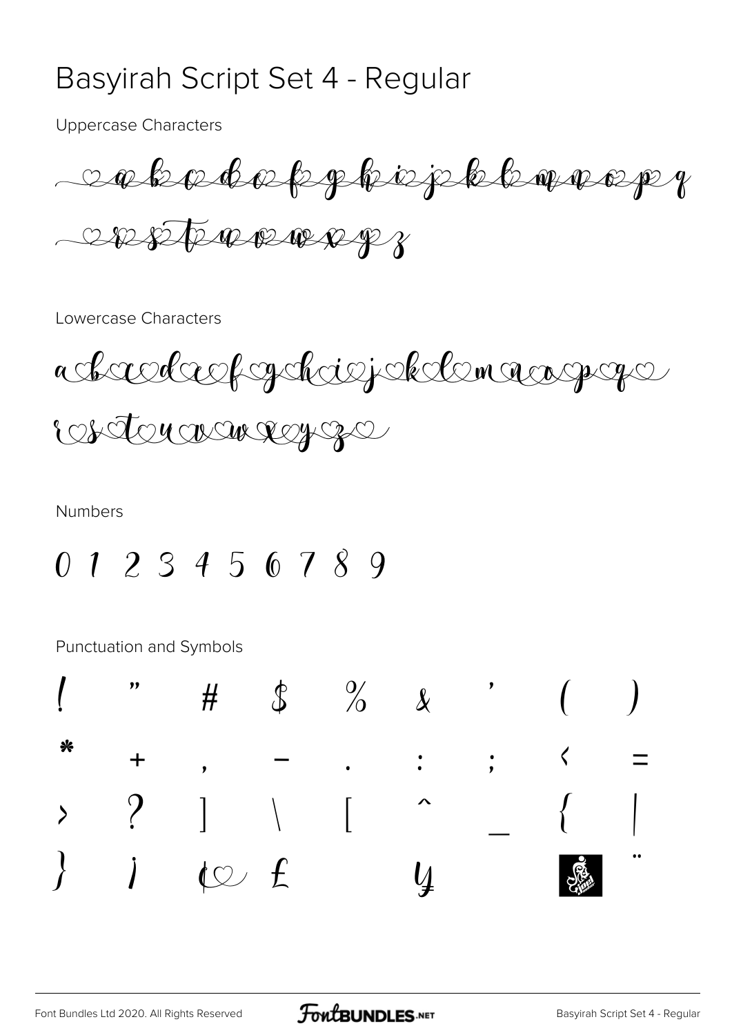# Basyirah Script Set 4 - Regular

Uppercase Characters

a b c d e f g h i j k l m n o p q

r s t u v w x y z

Lowercase Characters

a b c d e f g h i j k l m n o p q

r s t u v w x y z

Numbers

0 1 2 3 4 5 6 7 8 9

Punctuation and Symbols

! " # $ % & ' ( )

* + , - . : ; < =

> ? ] \ [ ^ _ { |

} ¡ ¢ £ ¥ ¨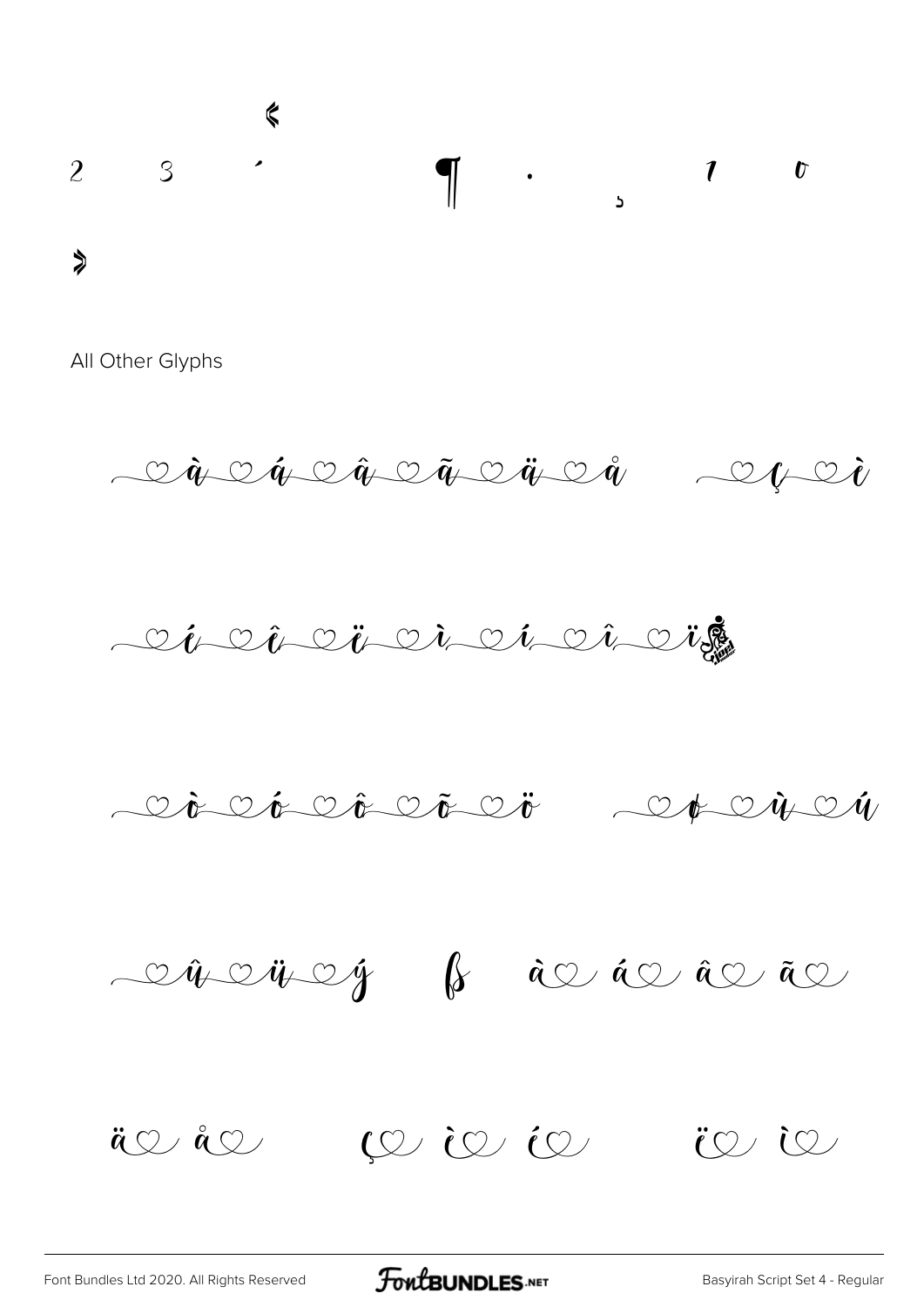«

2 3 ´ ¶ · ¸ ¹ º

»

All Other Glyphs

à á â ã ä å ç è

é ê ë ì í î ï

ò ó ô õ ö ø ù ú

û ü ý ß à á â ã

ä å ç è é ë ì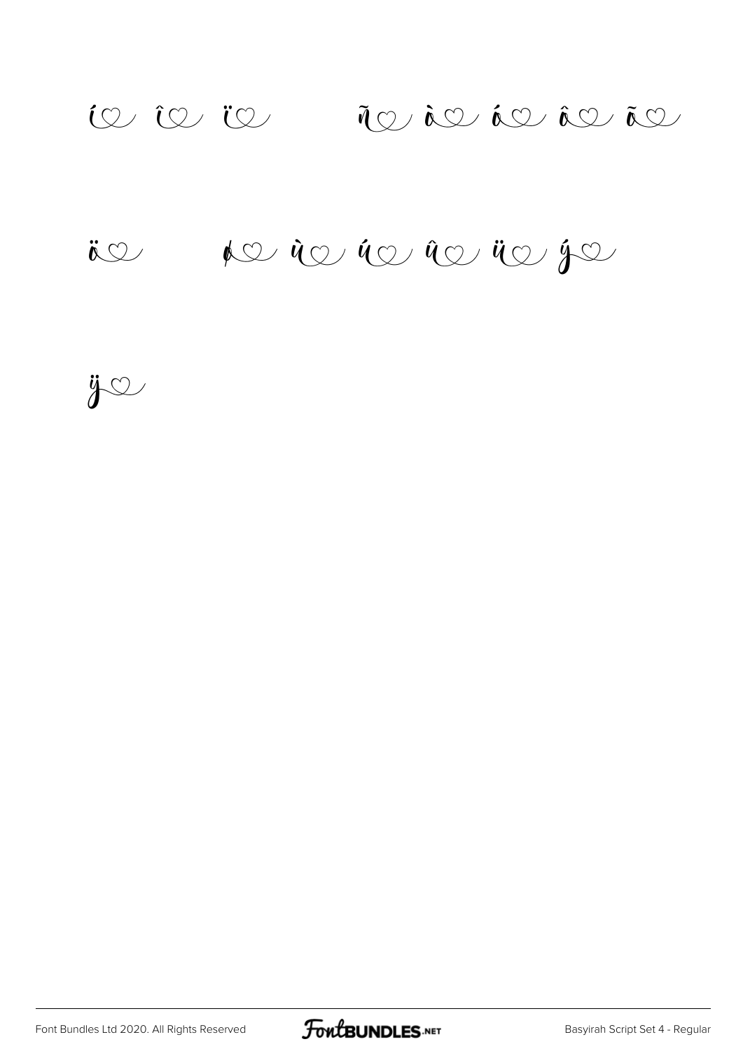í♡ î♡ ï♡ ñ♡ ò♡ ó♡ ô♡ õ♡

ö♡ ø♡ ù♡ ú♡ û♡ ü♡ ý♡

ÿ♡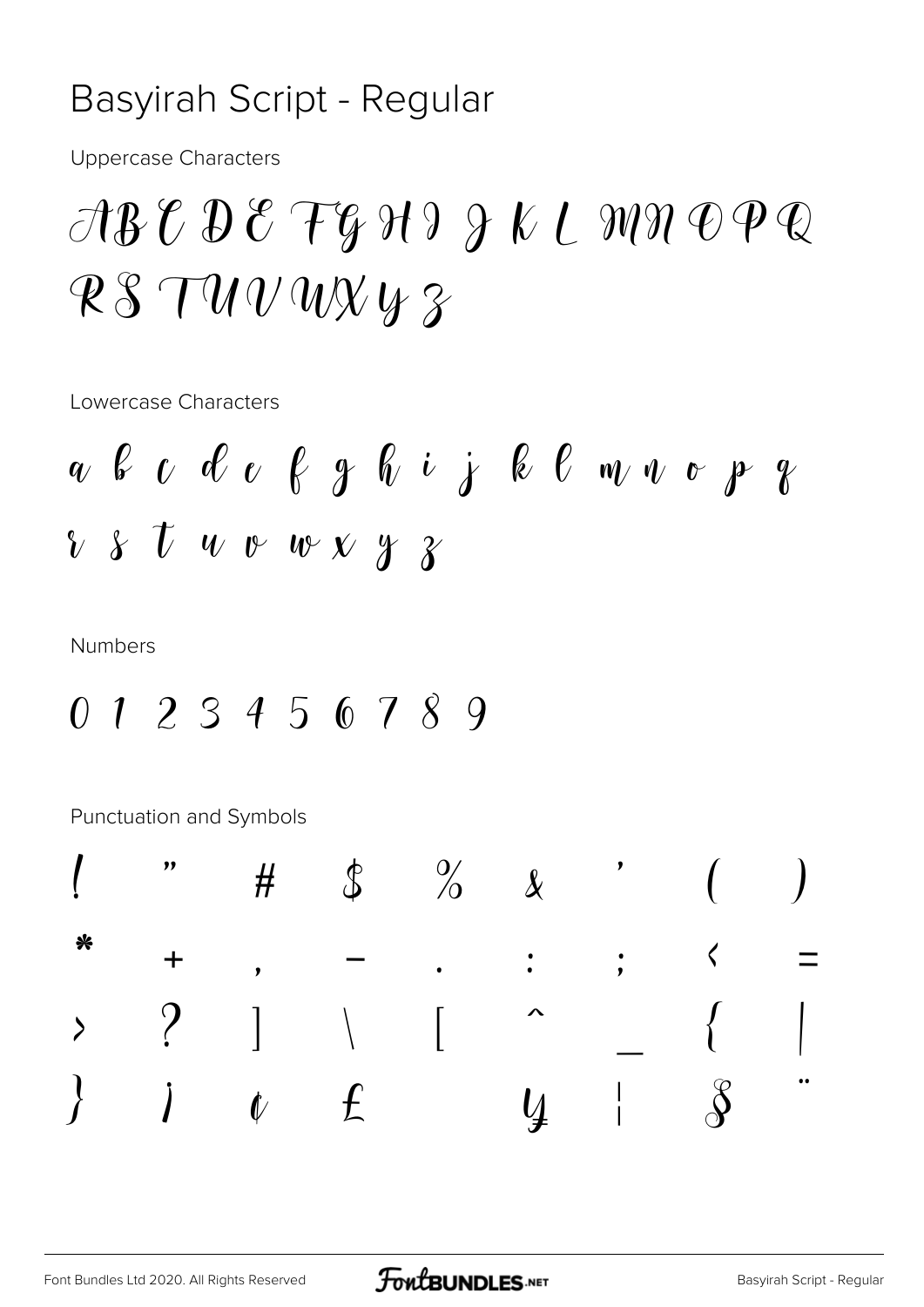# Basyirah Script - Regular

Uppercase Characters

A B C D E F G H I J K L M N O P Q R S T U V W X Y Z

Lowercase Characters

a b c d e f g h i j k l m n o p q r s t u v w x y z

Numbers

0 1 2 3 4 5 6 7 8 9

Punctuation and Symbols

! " # $ % & ' ( ) * + , - . : ; < = > ? ] \ [ ^ _ { | } ¡ ¢ £ ¥ ¦ § ¨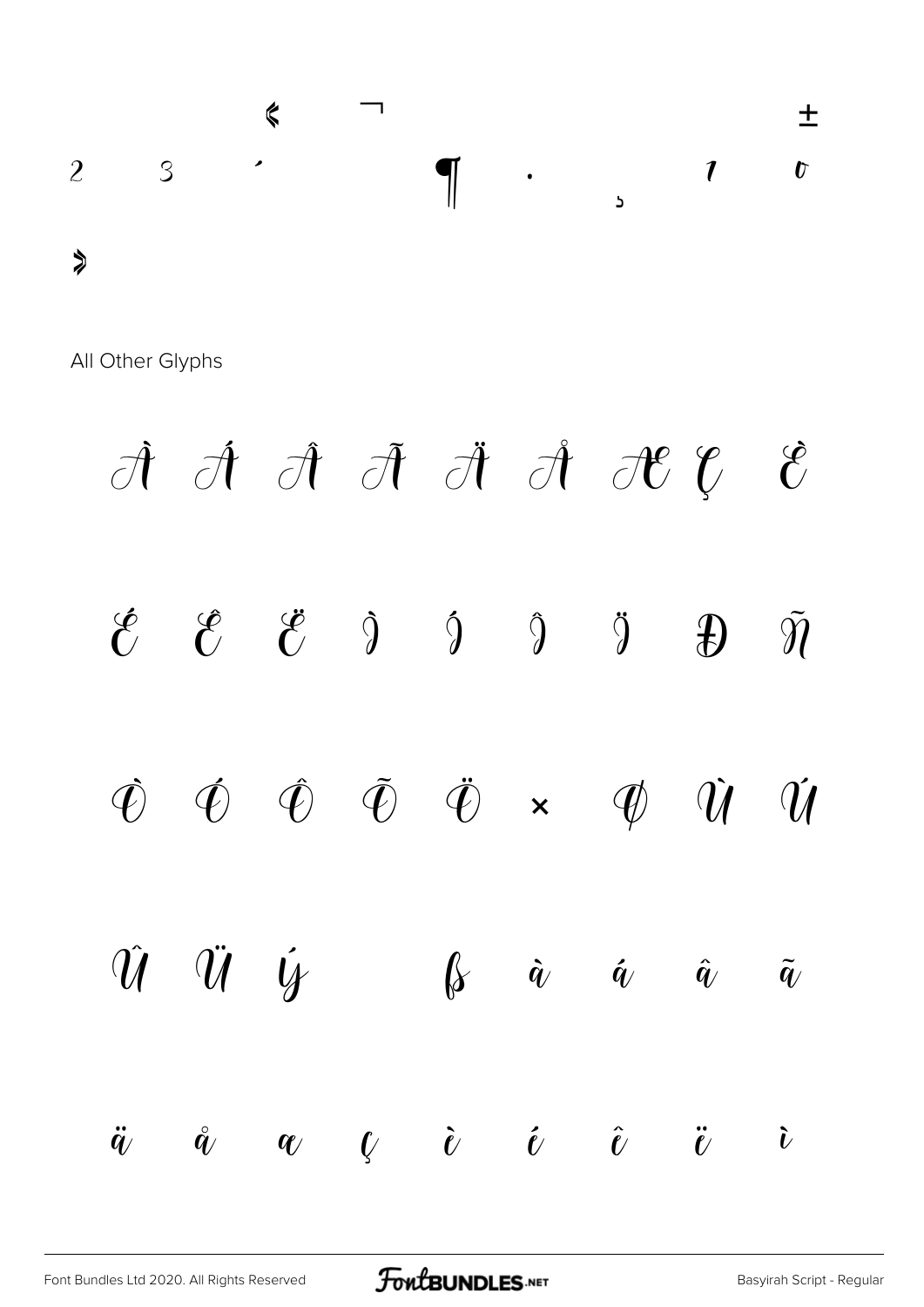« ¬ ±

2 ³ ´ ¶ · ¸ ¹ º

»

All Other Glyphs

À Á Â Ã Ä Å Æ Ç È

É Ê Ë Ì Í Î Ï Ð Ñ

Ò Ó Ô Õ Ö × Ø Ù Ú

Û Ü Ý ß à á â ã

ä å æ ç è é ê ë ì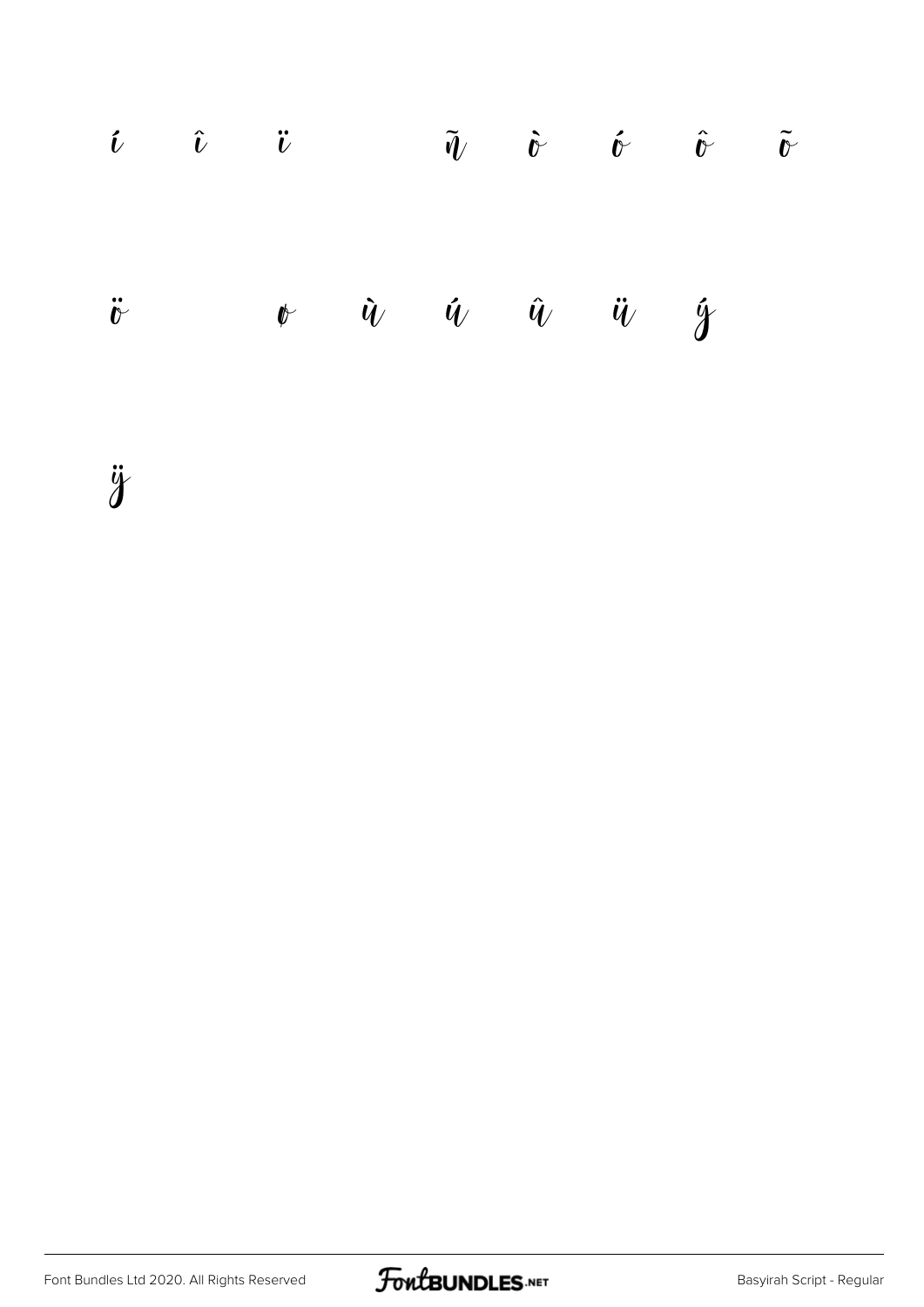í î ï ñ ò ó ô õ

ö ø ù ú û ü ý

ÿ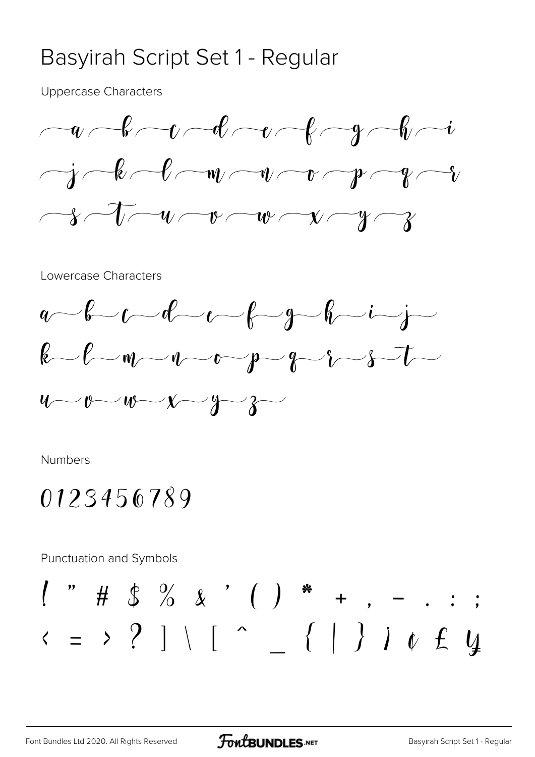# Basyirah Script Set 1 - Regular

Uppercase Characters

A B C D E F G H I
J K L M N O P Q R
S T U V W X Y Z

Lowercase Characters

a b c d e f g h i j
k l m n o p q r s t
u v w x y z

Numbers

0123456789

Punctuation and Symbols

! " # $ % & ' ( ) * + , - . : ;
< = > ? ] \ [ ^ _ { | } ¡ ¢ £ ¥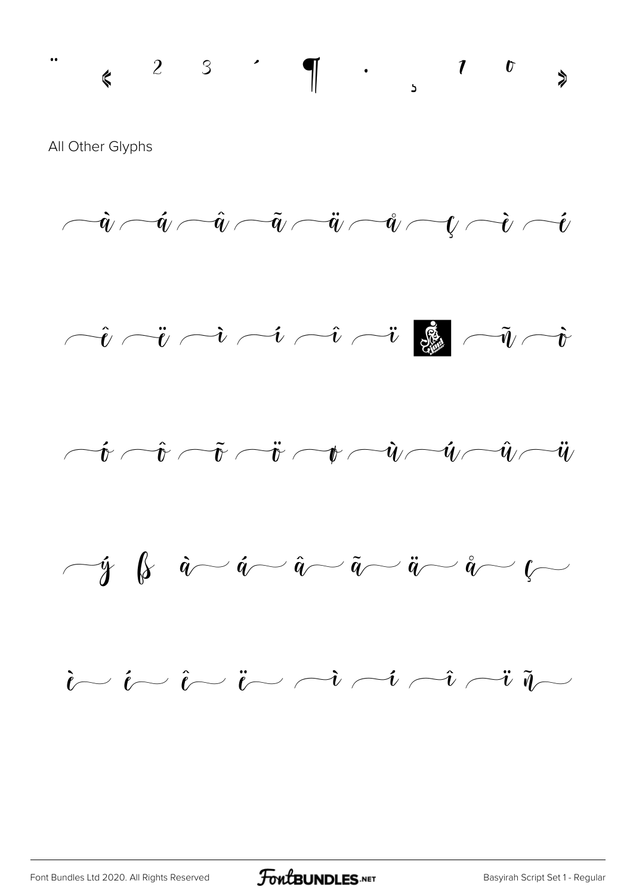¨ « ² ³ ´ ¶ · ¸ ¹ º »

All Other Glyphs

à á â ã ä å ç è é

ê ë ì í î ï ñ ò

ó ô õ ö ø ù ú û ü

ý ß à á â ã ä å ç

è é ê ë ì í î ï ñ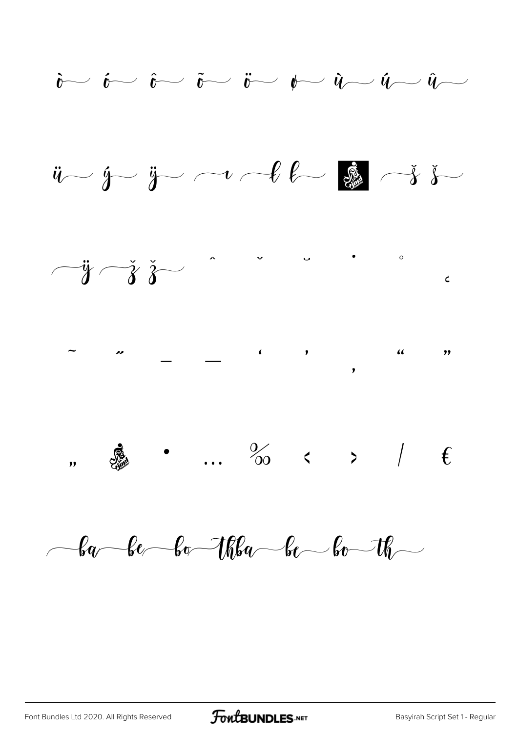ò ó ô õ ö ø ù ú û

ü ý ÿ ı ł ł š š

ÿ ž ž ˆ ˇ ˘ ˙ ˚ ¸

˜ ˝ – — ‘ ’ ‚ “ ”

„ • … ‰ ‹ › ⁄ €

ba be bo thba be bo th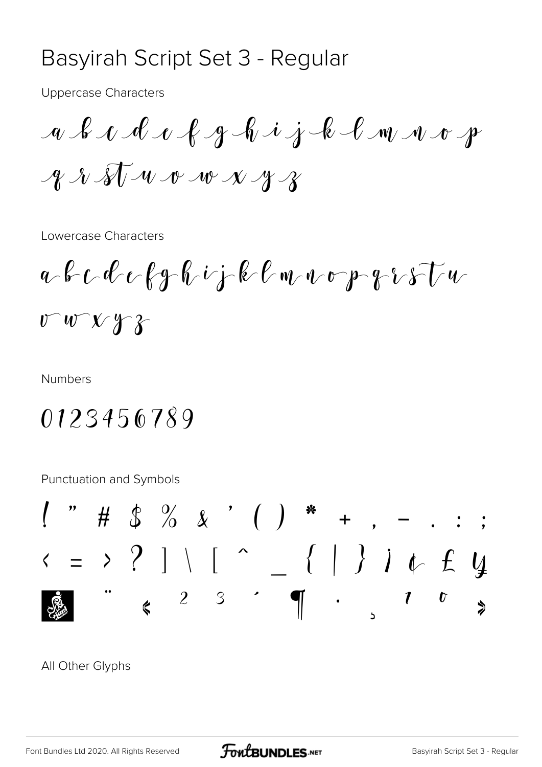# Basyirah Script Set 3 - Regular

Uppercase Characters

a b c d e f g h i j k l m n o p
q r st u v w x y z

Lowercase Characters

a b c d e f g h i j k l m n o p q r s t u
v w x y z

Numbers

0123456789

Punctuation and Symbols

! " # $ % & ' ( ) * + , - . : ;
< = > ? ] \ [ ^ _ { | } ¡ ¢ £ ¥
¨ « ² ³ ´ ¶ · ¸ ¹ º »

All Other Glyphs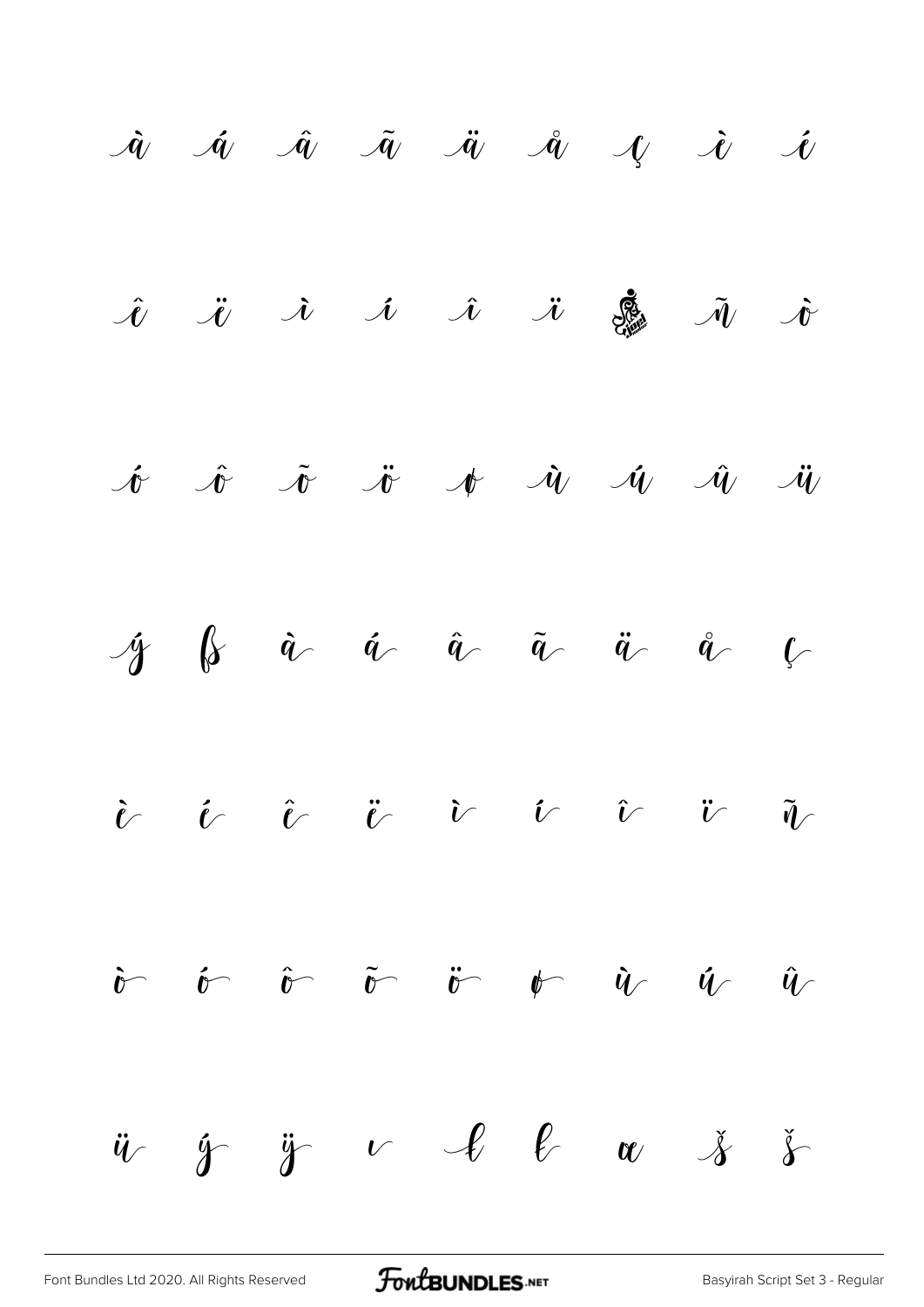à á â ã ä å ç è é

ê ë ì í î ï ñ ò

ó ô õ ö ø ù ú û ü

ý ß à á â ã ä å ç

è é ê ë ì í î ï ñ

ò ó ô õ ö ø ù ú û

ü ý ÿ ı Ł ł œ Š š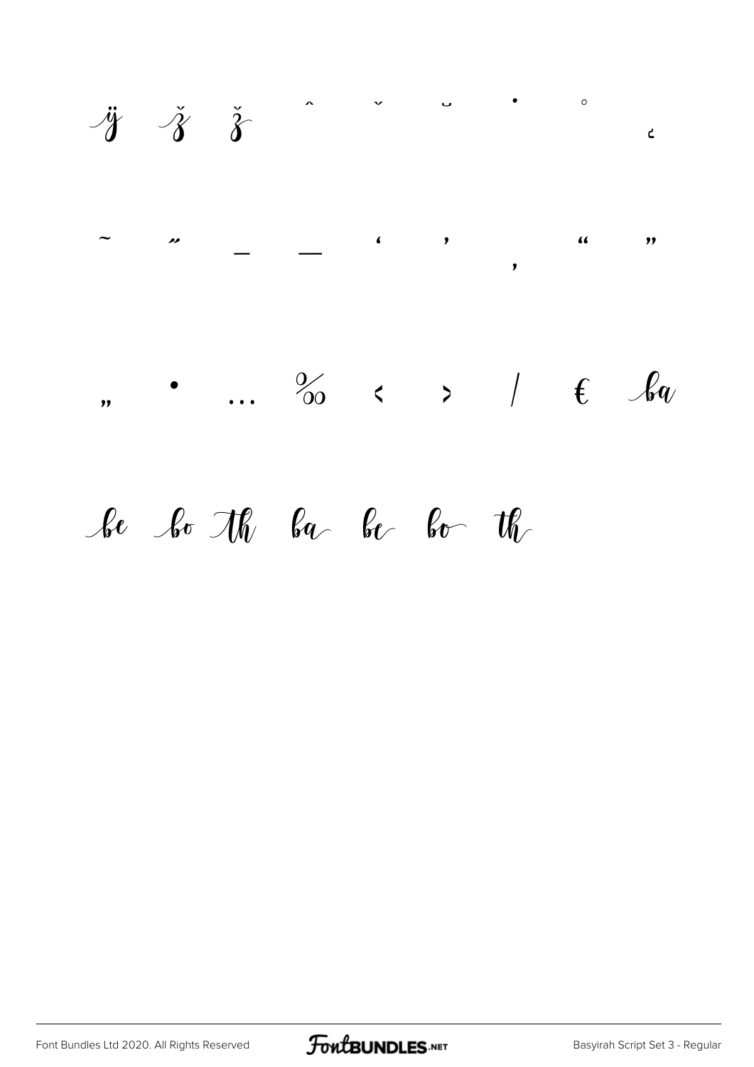ÿ ž ž ˆ ˇ ˘ ˙ ˚ ˛

˜ ˝ – — ‘ ’ ‚ “ ”

„ • … ‰ ‹ › ⁄ € ba

be bo Th ba be bo th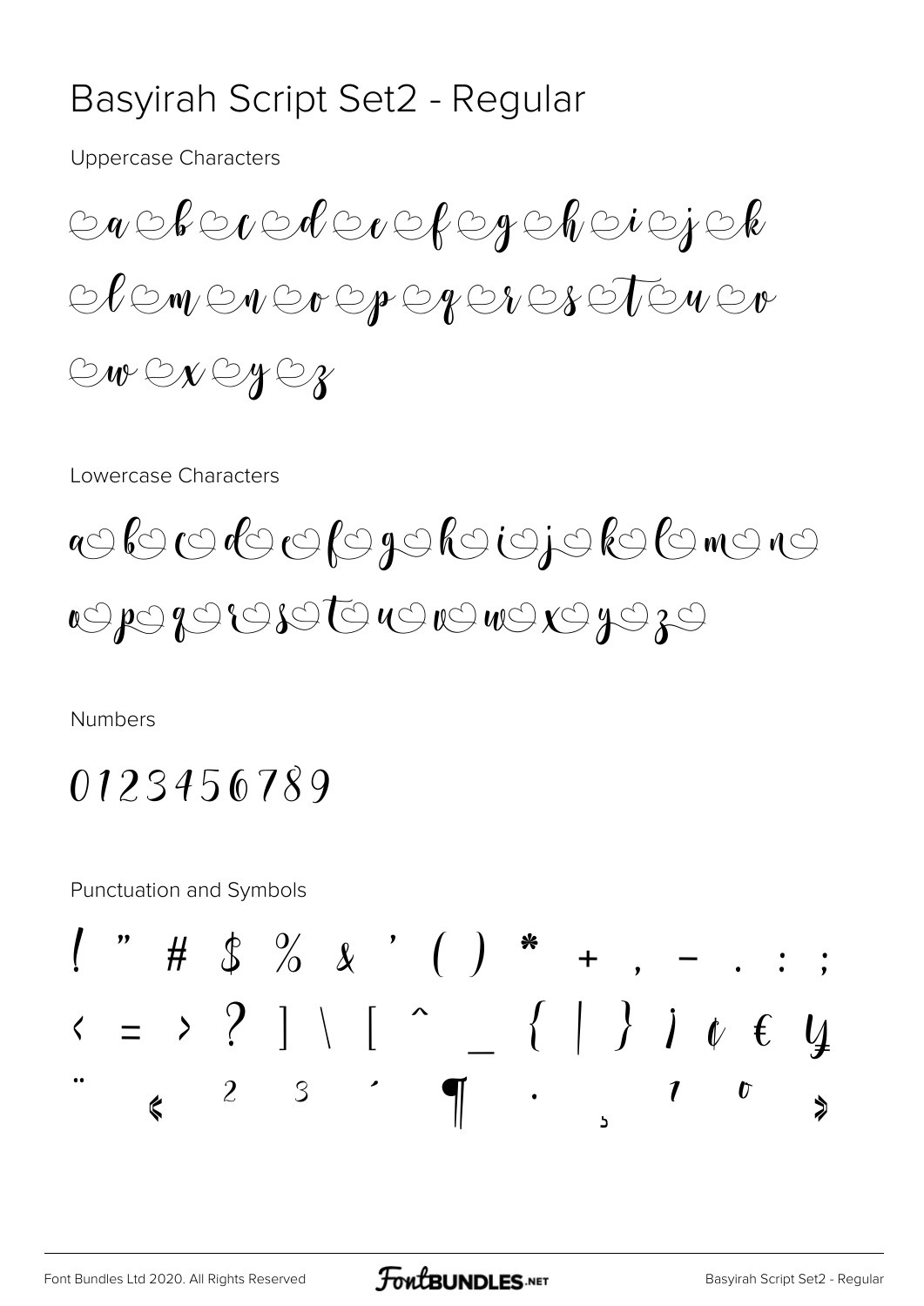# Basyirah Script Set2 - Regular

Uppercase Characters

A B C D E F G H I J K L M N O P Q R S T U V W X Y Z

Lowercase Characters

a b c d e f g h i j k l m n o p q r s t u v w x y z

Numbers

0123456789

Punctuation and Symbols

! " # $ % & ' ( ) * + , - . : ;

< = > ? ] \ [ ^ _ { | } ¡ ¢ € ¥

¨ « ² ³ ´ ¶ · ¸ ¹ º »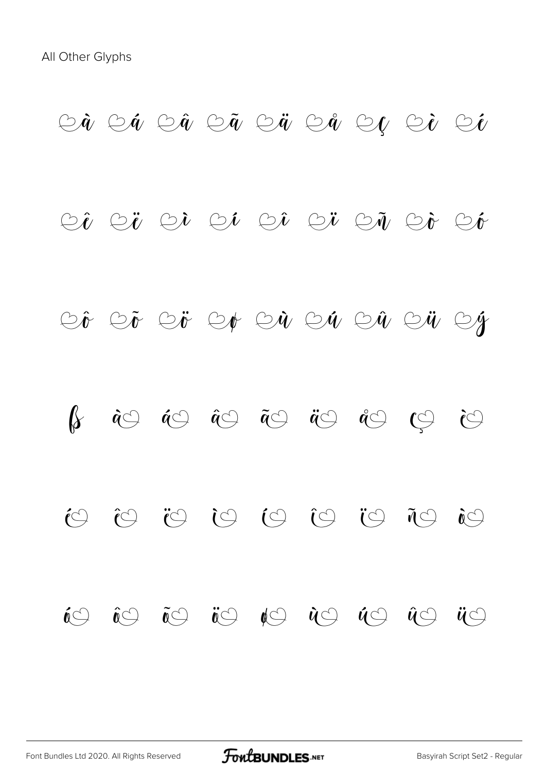All Other Glyphs

♡à ♡á ♡â ♡ã ♡ä ♡å ♡ç ♡è ♡é

♡ê ♡ë ♡ì ♡í ♡î ♡ï ♡ñ ♡ò ♡ó

♡ô ♡õ ♡ö ♡ø ♡ù ♡ú ♡û ♡ü ♡ý

ß à♡ á♡ â♡ ã♡ ä♡ å♡ ç♡ è♡

é♡ ê♡ ë♡ ì♡ í♡ î♡ ï♡ ñ♡ ò♡

ó♡ ô♡ õ♡ ö♡ ø♡ ù♡ ú♡ û♡ ü♡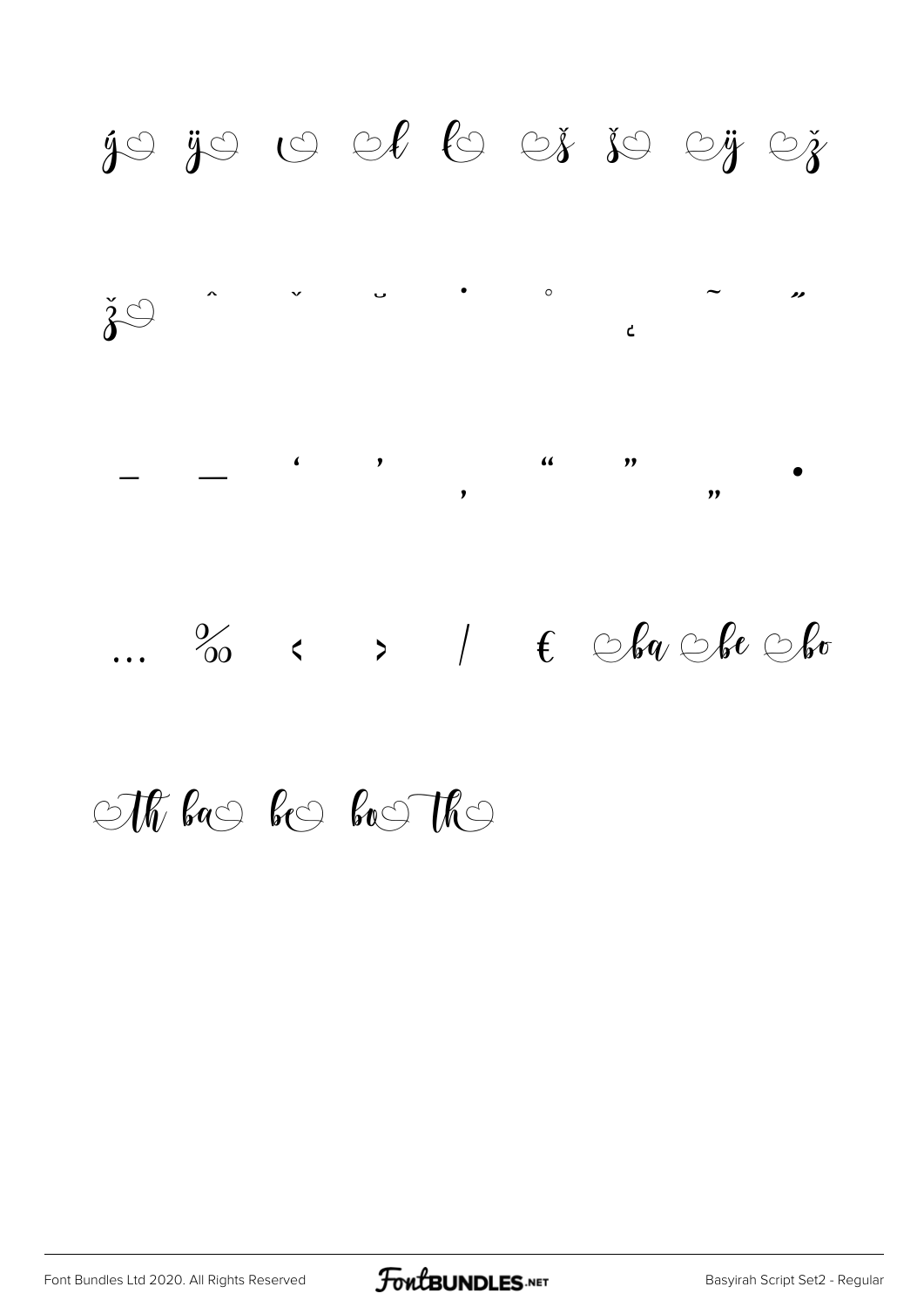ý ÿ ı l ł š ş ÿ ž

ż ˆ ˇ ˘ ˙ ˚ ˛ ˜ ˝

– — ' ' ‚ " " „ •

… ‰ ‹ › ⁄ € ba be bo

th ba be bo th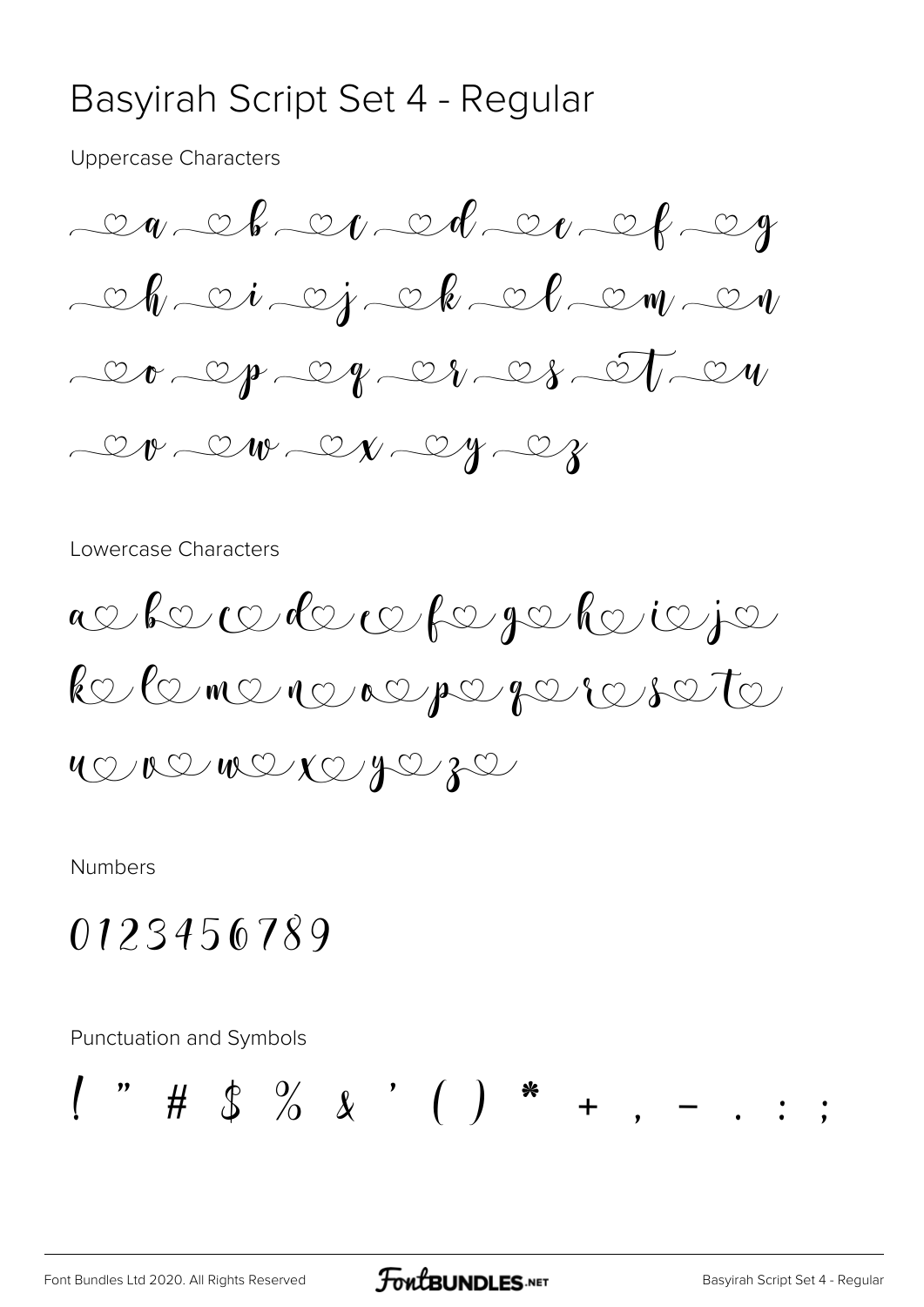# Basyirah Script Set 4 - Regular

Uppercase Characters

A B C D E F G

H I J K L M N

O P Q R S T U

V W X Y Z

Lowercase Characters

a b c d e f g h i j

k l m n o p q r s t

u v w x y z

Numbers

0123456789

Punctuation and Symbols

! " # $ % & ' ( ) * + , - . : ;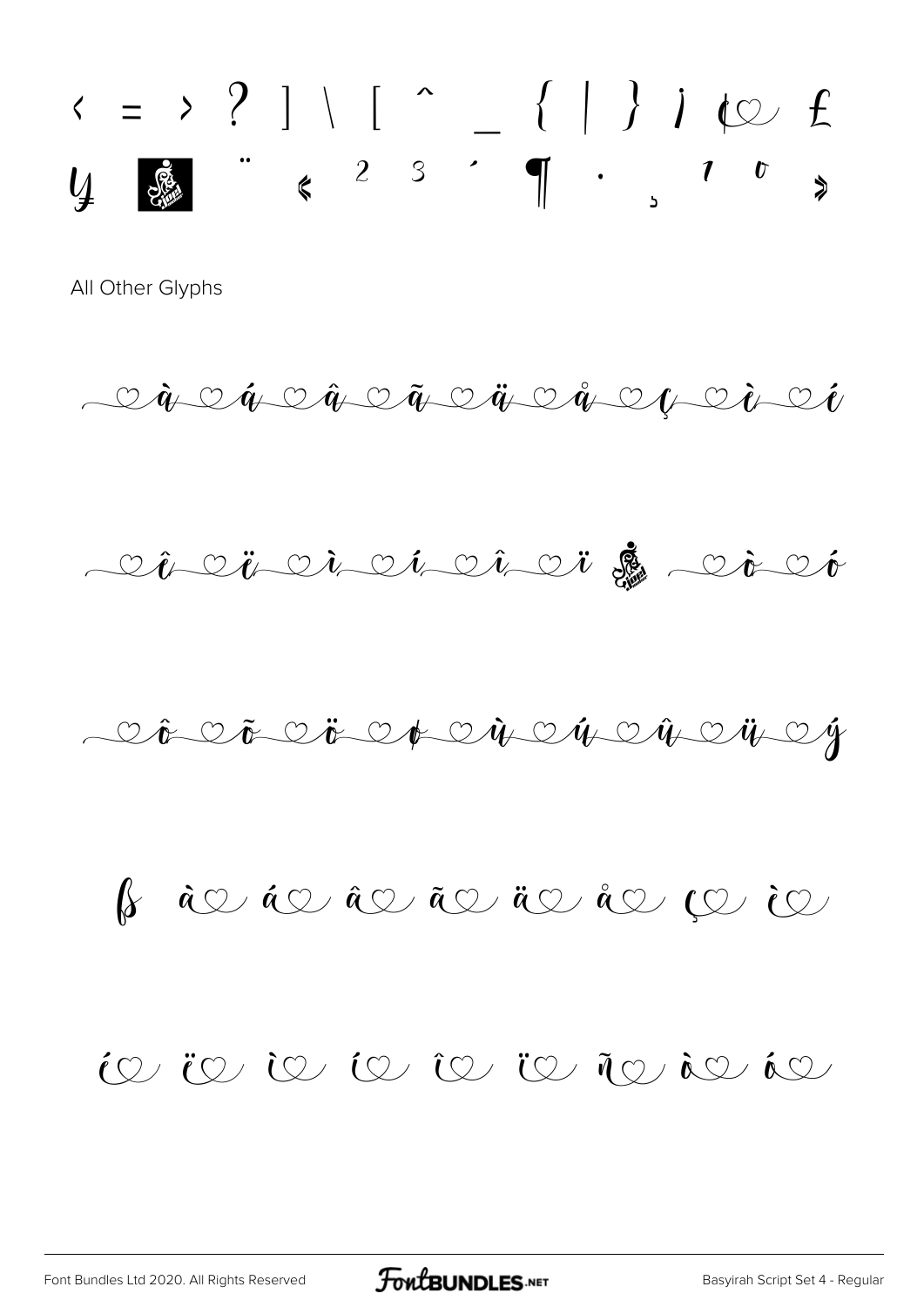< = > ? ] \ [ ^ _ { | } ¡ ¢ £

¥ ¨ « ² ³ ´ ¶ · ¸ ¹ º »

All Other Glyphs

à á â ã ä å ç è é

ê ë ì í î ï ò ó

ô õ ö ø ù ú û ü ý

ß à á â ã ä å ç è

é ë ì í î ï ñ ò ó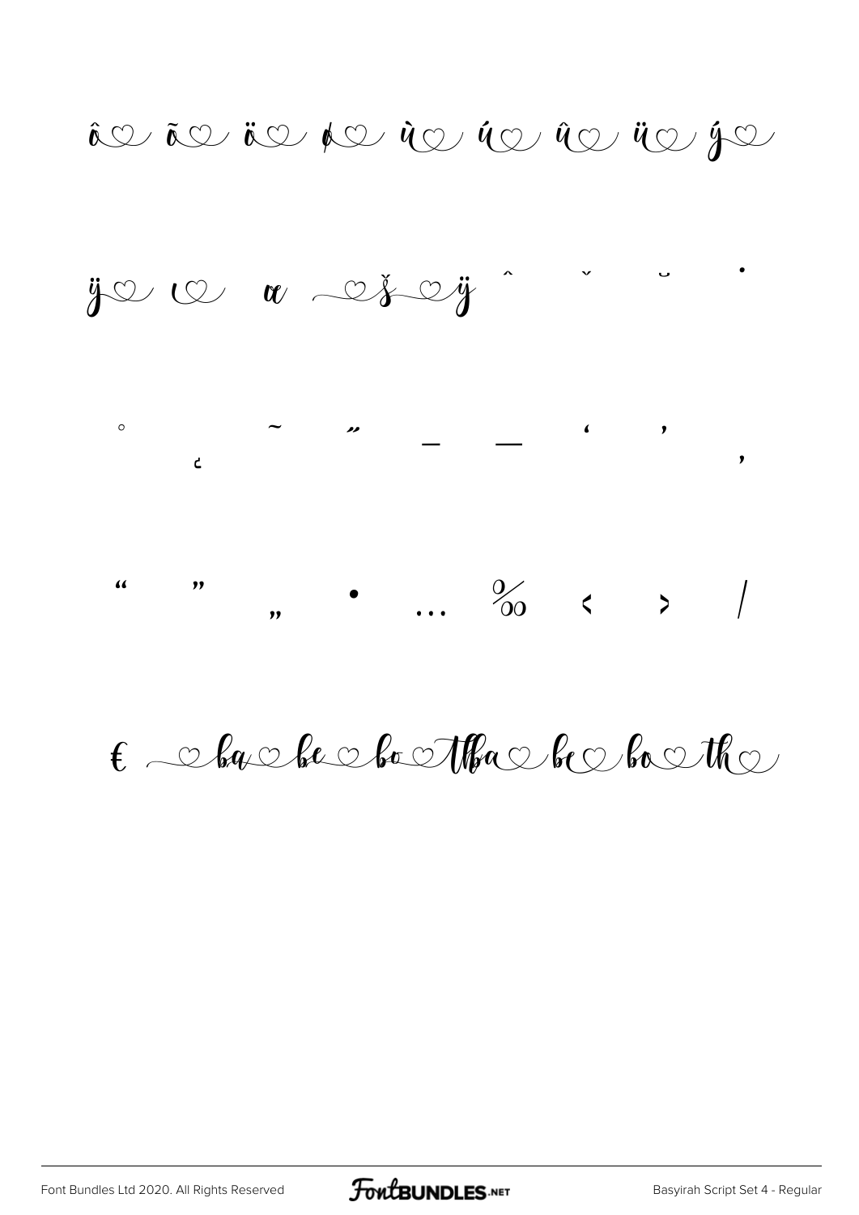ô♡ õ♡ ö♡ ø♡ ù♡ ú♡ û♡ ü♡ ý♡

ÿ♡ ı♡ œ ♡š ♡ÿ ˆ ˇ ˘ ˙

˚ ˛ ˜ ˝ – — ' ' ‚

" " „ • … ‰ ‹ › ⁄

€ ♡ba ♡be ♡bo ♡Ttba ♡be ♡bo ♡th♡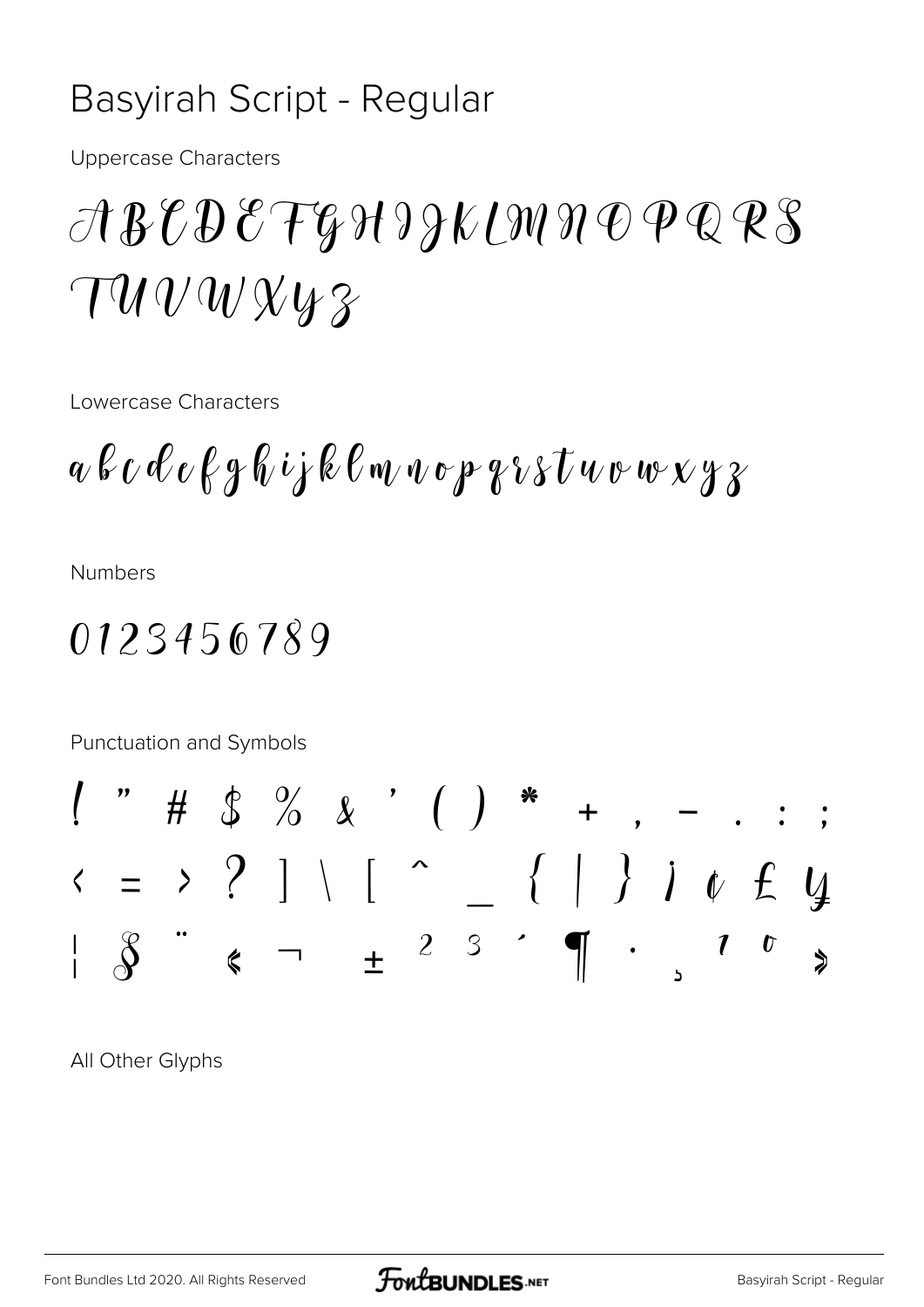# Basyirah Script - Regular

Uppercase Characters

A B C D E F G H I J K L M N O P Q R S T U V W X Y Z

Lowercase Characters

a b c d e f g h i j k l m n o p q r s t u v w x y z

Numbers

0 1 2 3 4 5 6 7 8 9

Punctuation and Symbols

! " # $ % & ' ( ) * + , - . : ; < = > ? ] \ [ ^ _ { | } ¡ ¢ £ ¥ ¦ § ¨ « ¬ ± ² ³ ´ ¶ · ¸ ¹ º »

All Other Glyphs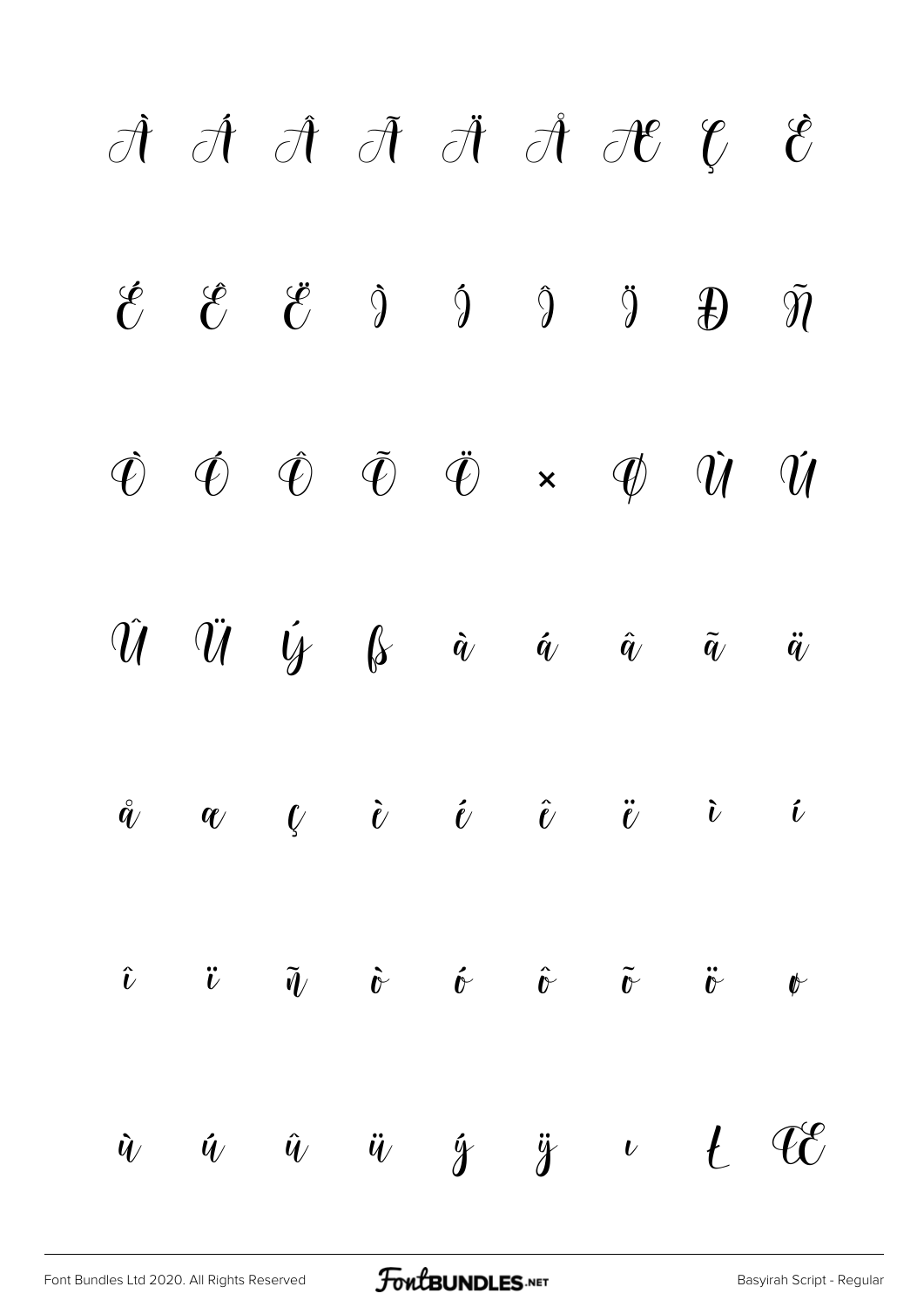À Á Â Ã Ä Å Æ Ç È

É Ê Ë Ì Í Î Ï Đ Ñ

Ò Ó Ô Õ Ö × Ø Ù Ú

Û Ü Ý ß à á â ã ä

å æ ç è é ê ë ì í

î ï ñ ò ó ô õ ö ø

ù ú û ü ý ÿ ı Ł Œ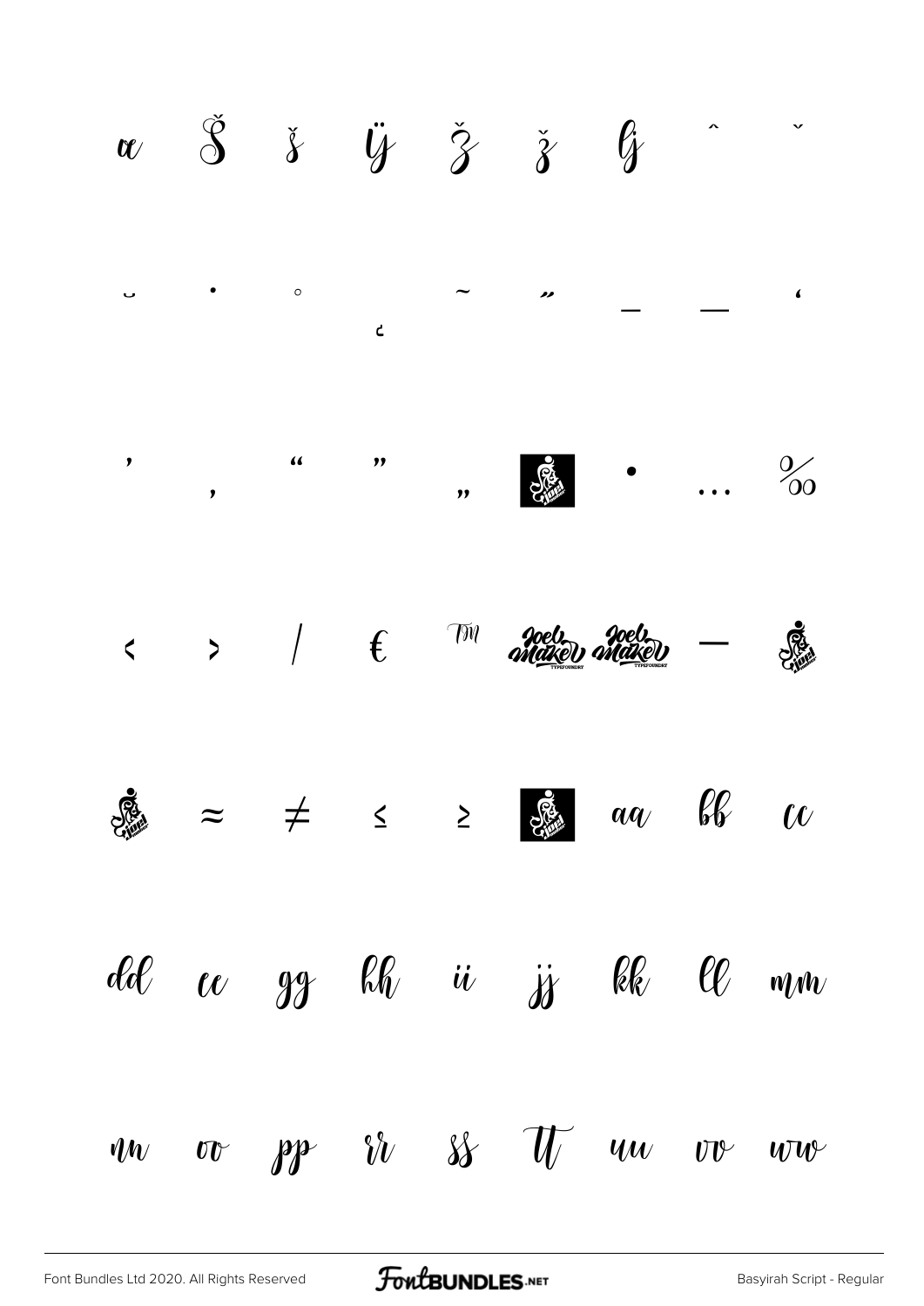ꭤ Š š ÿ Ž ž ǵ ˆ ˇ

˘ ˙ ˚ ¸ ˜ ˝ – — ‘

’ ‚ “ ” „ • … ‰

‹ › ⁄ € ™ —

≈ ≠ ≤ ≥ aa bb cc

dd ee gg hh ii jj kk ll mm

nn oo pp rr ss tt uu vv ww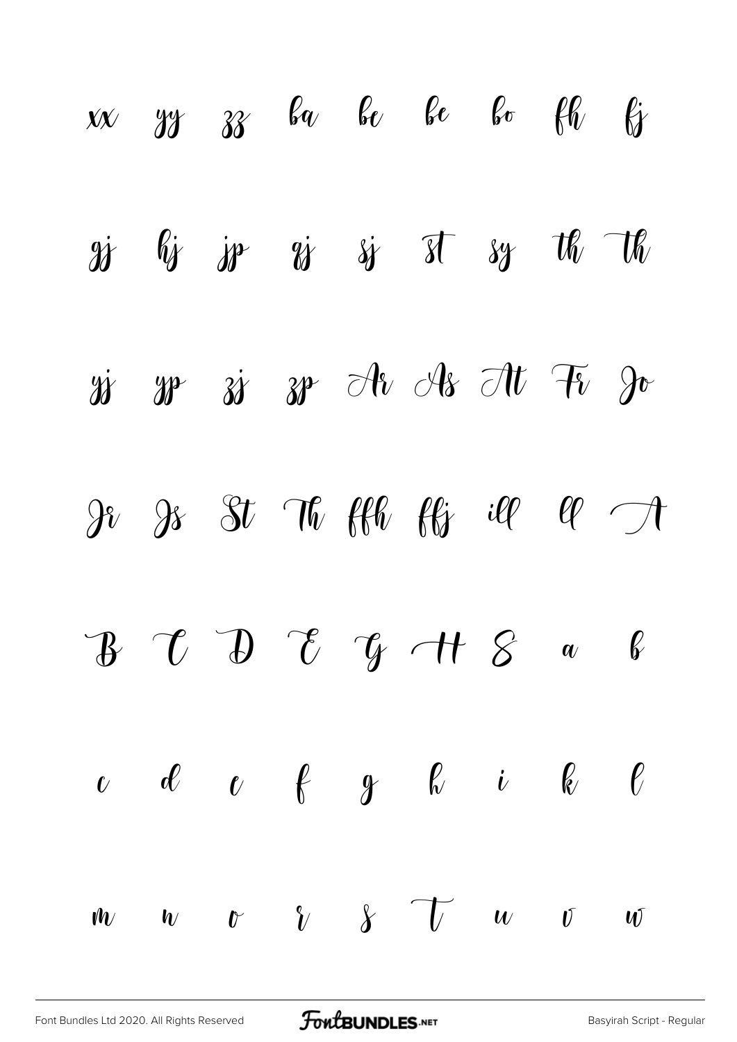xx yy zz ba be be bo fh fj

gj hj jp qj sj st sy th th

yj yp zj zp Ar As At Fr Jo

Jr Js St Th ffh ffj ill ll A

B C D E G H S a b

c d e f g h i k l

m n o r s t u v w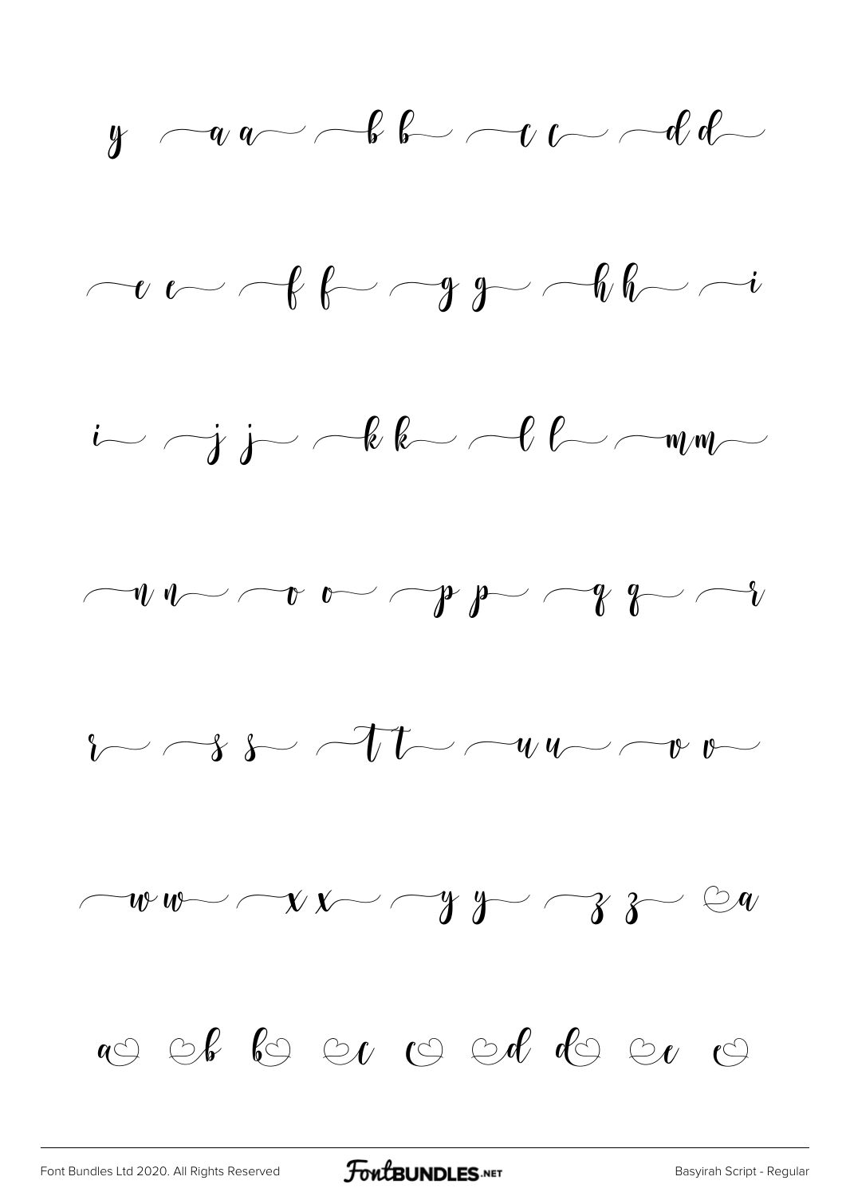y ⁀a a⁀ ⁀b b⁀ ⁀c c⁀ ⁀d d⁀

⁀e e⁀ ⁀f f⁀ ⁀g g⁀ ⁀h h⁀ ⁀i

i⁀ ⁀j j⁀ ⁀k k⁀ ⁀l l⁀ ⁀m m⁀

⁀n n⁀ ⁀o o⁀ ⁀p p⁀ ⁀q q⁀ ⁀r

r⁀ ⁀s s⁀ ⁀t t⁀ ⁀u u⁀ ⁀v v⁀

⁀w w⁀ ⁀x x⁀ ⁀y y⁀ ⁀z z⁀ ♡a

a♡ ♡b b♡ ♡c c♡ ♡d d♡ ♡e e♡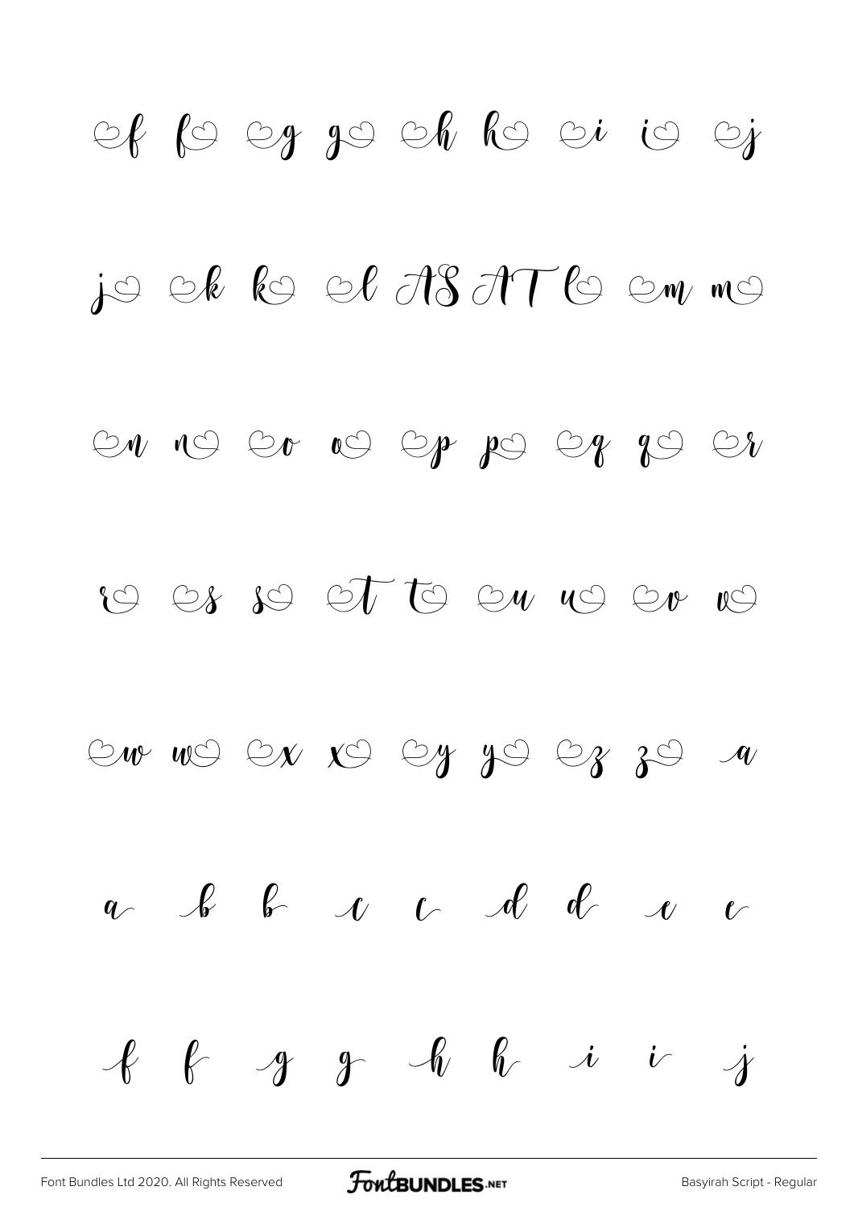♡f f♡ ♡g g♡ ♡h h♡ ♡i i♡ ♡j

j♡ ♡k k♡ ♡l AS AT l♡ ♡m m♡

♡n n♡ ♡o o♡ ♡p p♡ ♡q q♡ ♡r

r♡ ♡s s♡ ♡t t♡ ♡u u♡ ♡v v♡

♡w w♡ ♡x x♡ ♡y y♡ ♡z z♡ a

a b b c c d d e e

f f g g h h i i j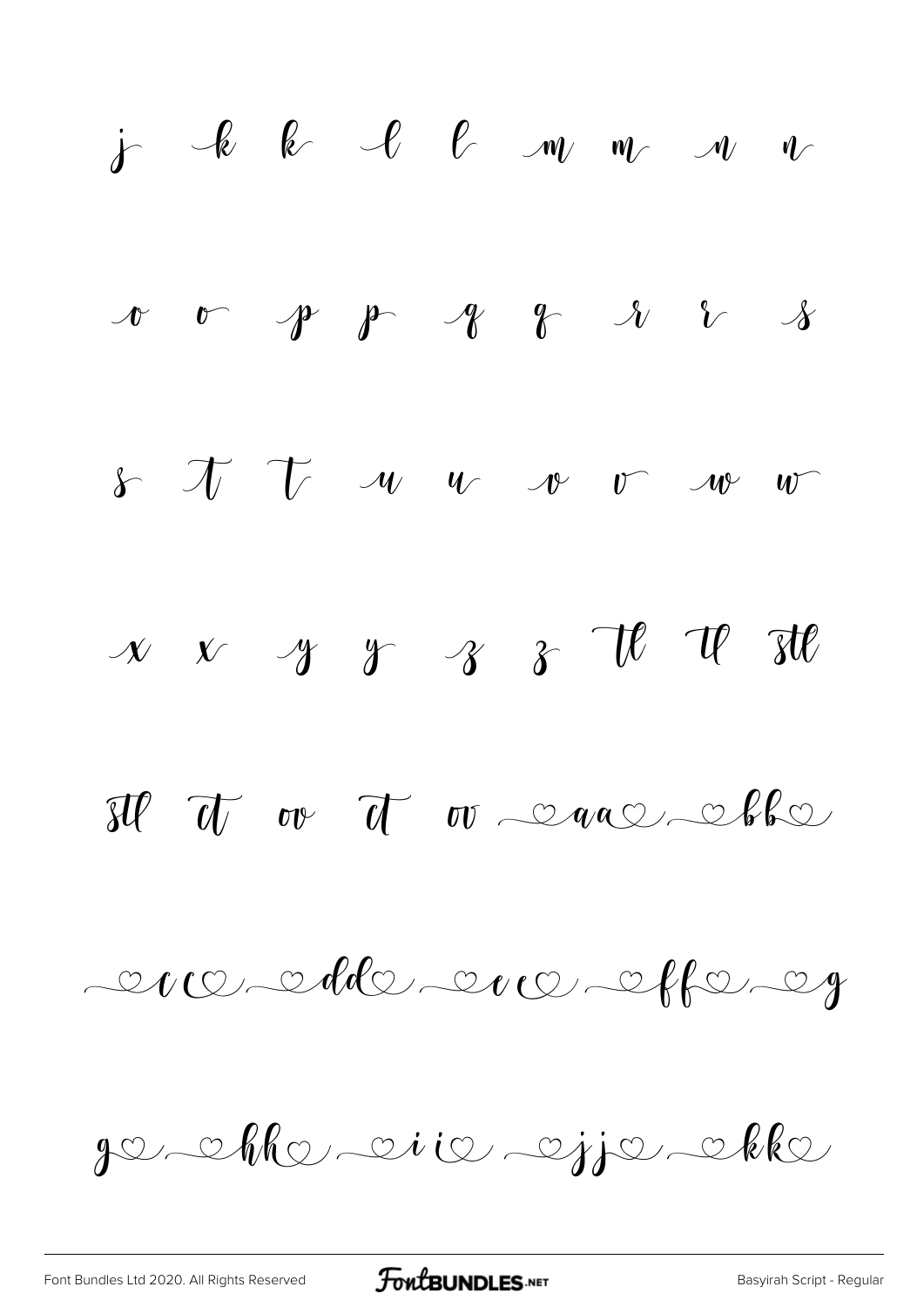j k k l l m m n n

o o p p q q r r s

s t t u u v v w w

x x y y z z tl tl stl

stl ct ov ct ov aa bb

cc dd ee ff g

g hh ii jj kk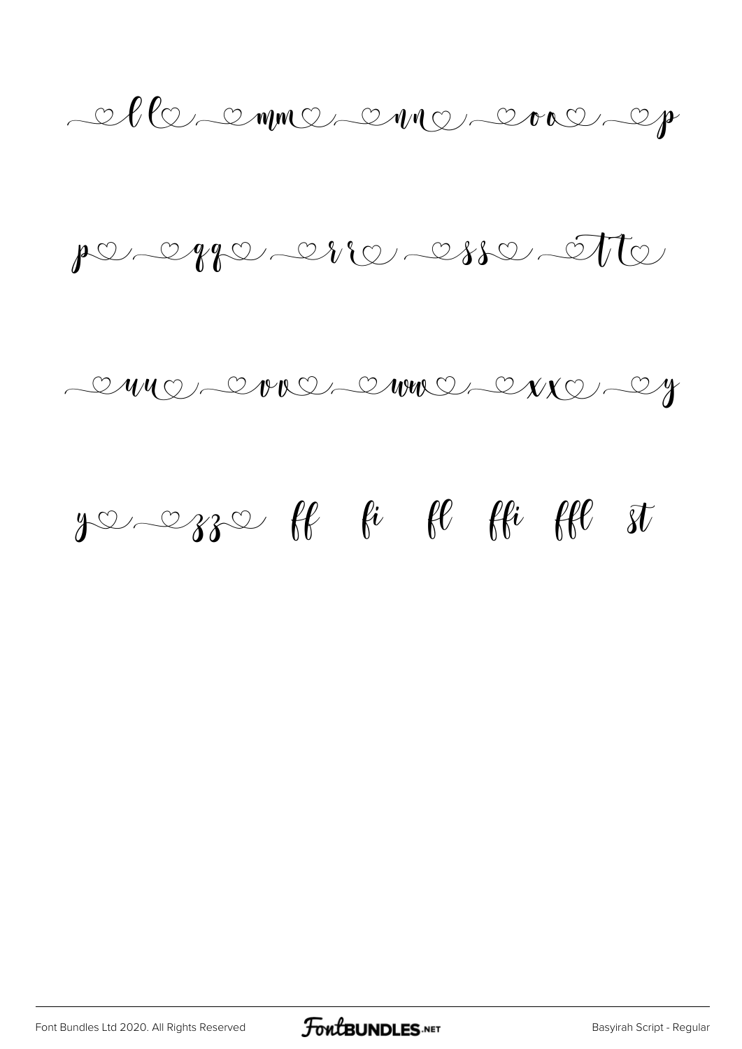ll mm nn oo p

p qq rr ss tt

uu vv ww xx y

y zz ff fi fl ffi ffl st